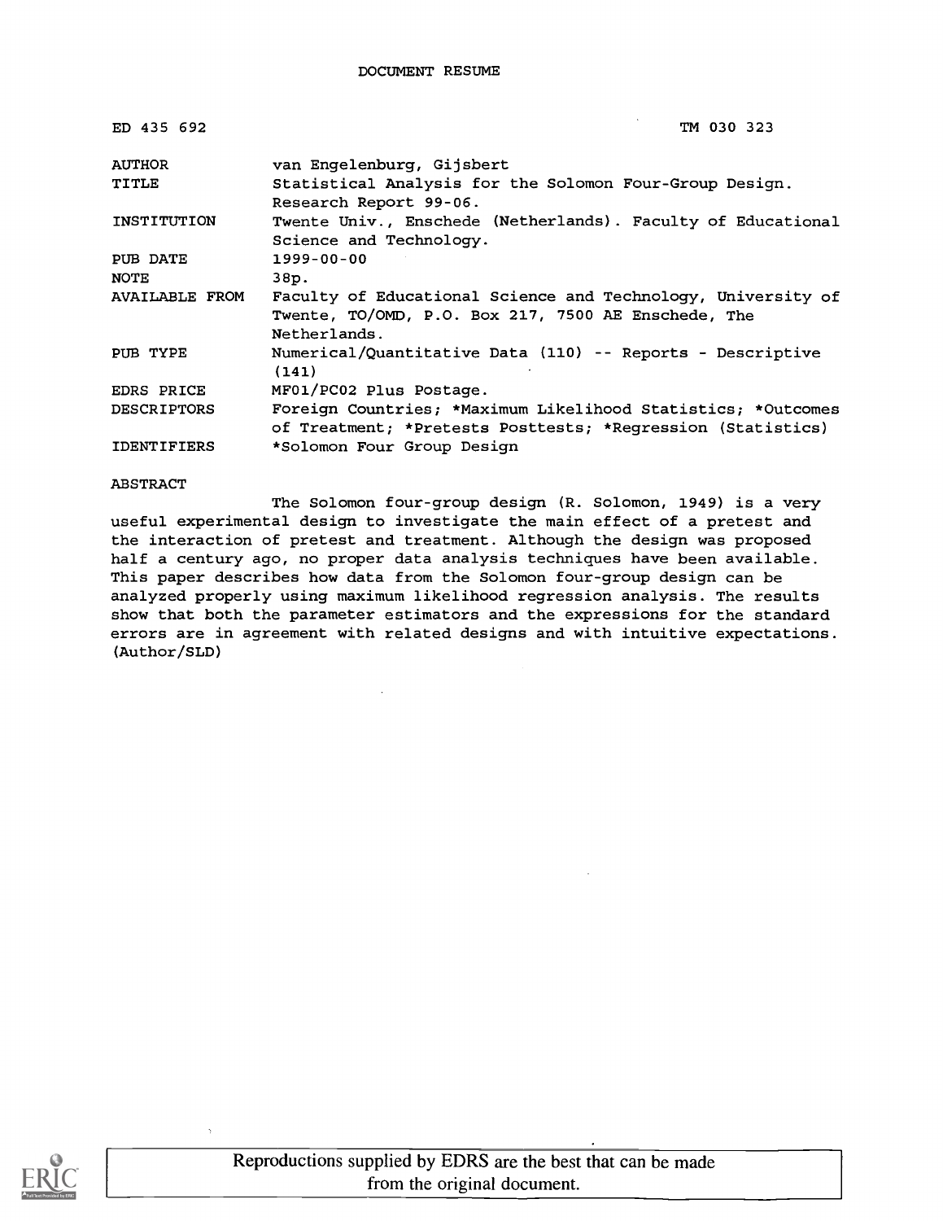DOCUMENT RESUME

| | |
|---|---|
| ED 435 692 | TM 030 323 |
| AUTHOR | van Engelenburg, Gijsbert |
| TITLE | Statistical Analysis for the Solomon Four-Group Design. Research Report 99-06. |
| INSTITUTION | Twente Univ., Enschede (Netherlands). Faculty of Educational Science and Technology. |
| PUB DATE | 1999-00-00 |
| NOTE | 38p. |
| AVAILABLE FROM | Faculty of Educational Science and Technology, University of Twente, TO/OMD, P.O. Box 217, 7500 AE Enschede, The Netherlands. |
| PUB TYPE | Numerical/Quantitative Data (110) -- Reports - Descriptive (141) |
| EDRS PRICE | MF01/PC02 Plus Postage. |
| DESCRIPTORS | Foreign Countries; *Maximum Likelihood Statistics; *Outcomes of Treatment; *Pretests Posttests; *Regression (Statistics) |
| IDENTIFIERS | *Solomon Four Group Design |

ABSTRACT

The Solomon four-group design (R. Solomon, 1949) is a very useful experimental design to investigate the main effect of a pretest and the interaction of pretest and treatment. Although the design was proposed half a century ago, no proper data analysis techniques have been available. This paper describes how data from the Solomon four-group design can be analyzed properly using maximum likelihood regression analysis. The results show that both the parameter estimators and the expressions for the standard errors are in agreement with related designs and with intuitive expectations. (Author/SLD)

Reproductions supplied by EDRS are the best that can be made from the original document.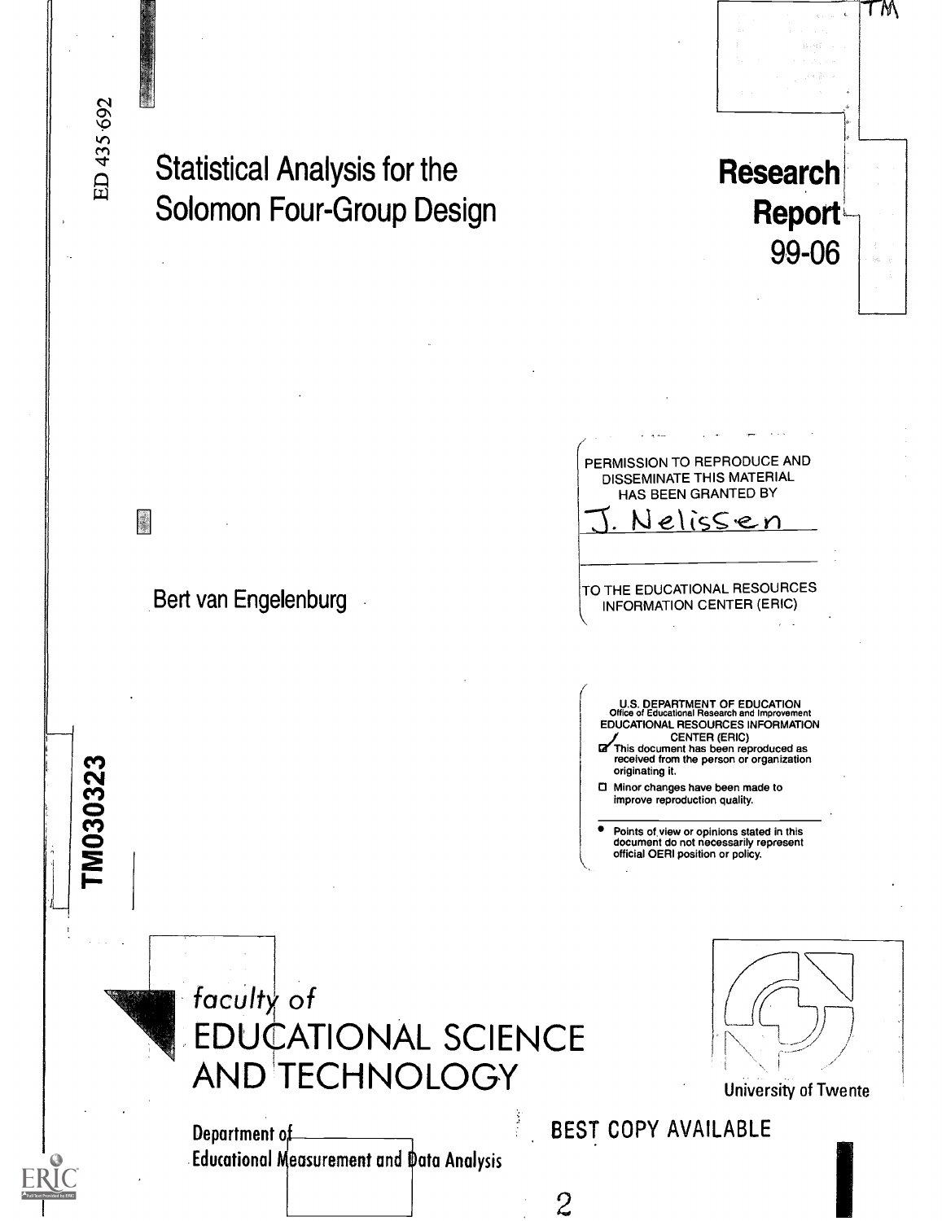ED 435 692

# Statistical Analysis for the Solomon Four-Group Design

**Research Report** 99-06

Bert van Engelenburg

PERMISSION TO REPRODUCE AND DISSEMINATE THIS MATERIAL HAS BEEN GRANTED BY

J. Nelissen

TO THE EDUCATIONAL RESOURCES INFORMATION CENTER (ERIC)

U.S. DEPARTMENT OF EDUCATION
Office of Educational Research and Improvement
EDUCATIONAL RESOURCES INFORMATION CENTER (ERIC)

- ☑ This document has been reproduced as received from the person or organization originating it.
- ☐ Minor changes have been made to improve reproduction quality.

- Points of view or opinions stated in this document do not necessarily represent official OERI position or policy.

TM030323

faculty of
EDUCATIONAL SCIENCE AND TECHNOLOGY

University of Twente

Department of Educational Measurement and Data Analysis

BEST COPY AVAILABLE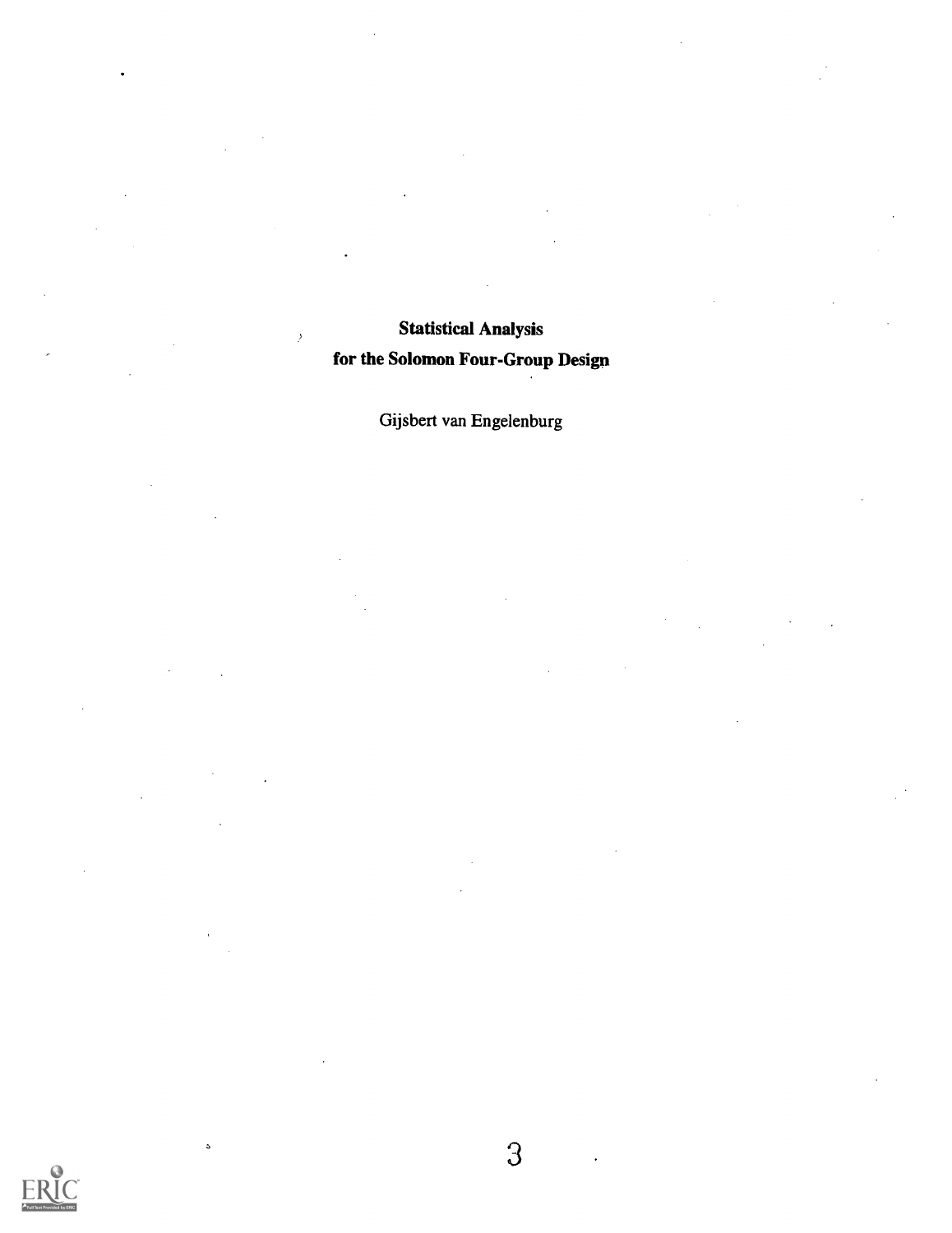# Statistical Analysis for the Solomon Four-Group Design

Gijsbert van Engelenburg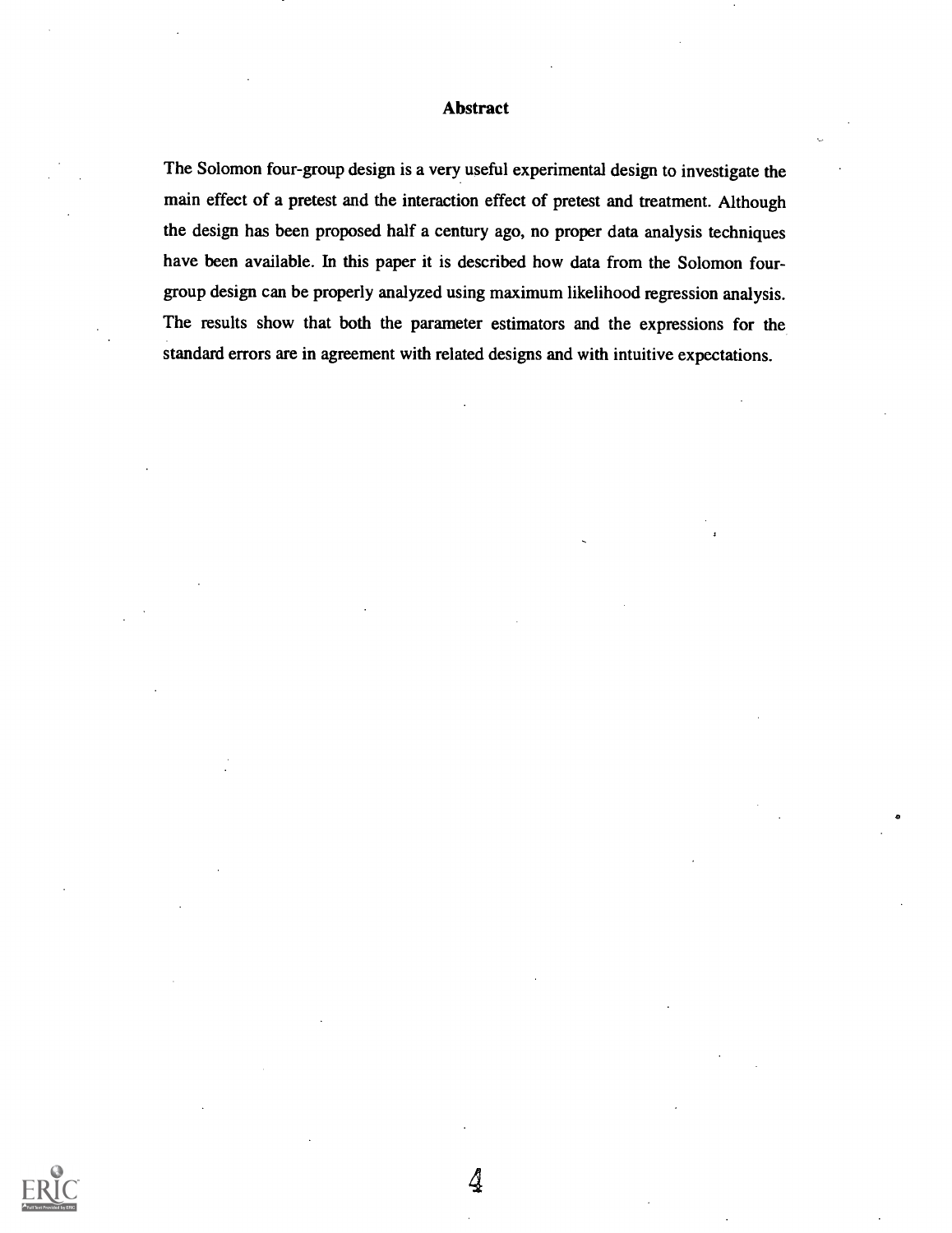## Abstract

The Solomon four-group design is a very useful experimental design to investigate the main effect of a pretest and the interaction effect of pretest and treatment. Although the design has been proposed half a century ago, no proper data analysis techniques have been available. In this paper it is described how data from the Solomon four-group design can be properly analyzed using maximum likelihood regression analysis. The results show that both the parameter estimators and the expressions for the standard errors are in agreement with related designs and with intuitive expectations.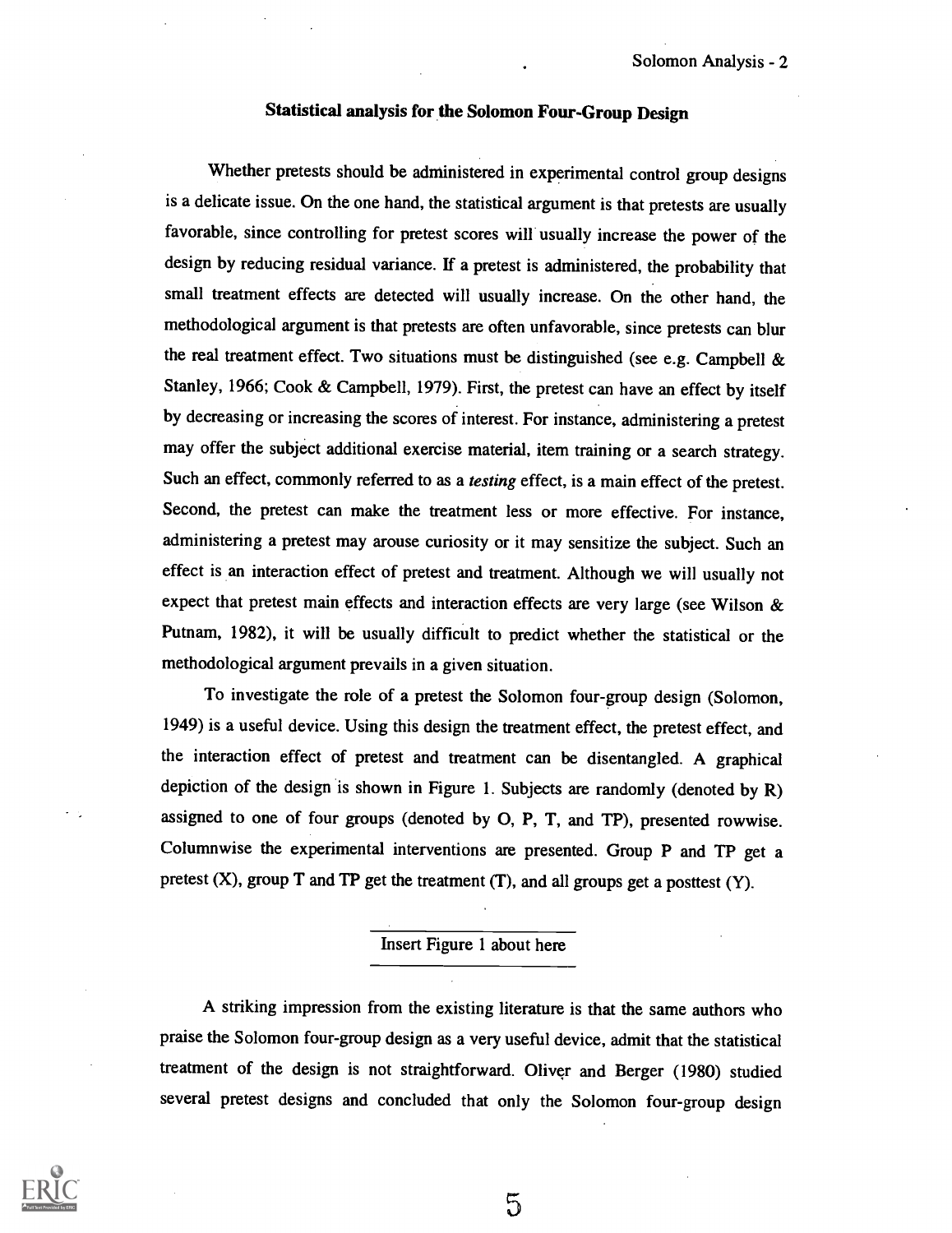## Statistical analysis for the Solomon Four-Group Design

Whether pretests should be administered in experimental control group designs is a delicate issue. On the one hand, the statistical argument is that pretests are usually favorable, since controlling for pretest scores will usually increase the power of the design by reducing residual variance. If a pretest is administered, the probability that small treatment effects are detected will usually increase. On the other hand, the methodological argument is that pretests are often unfavorable, since pretests can blur the real treatment effect. Two situations must be distinguished (see e.g. Campbell & Stanley, 1966; Cook & Campbell, 1979). First, the pretest can have an effect by itself by decreasing or increasing the scores of interest. For instance, administering a pretest may offer the subject additional exercise material, item training or a search strategy. Such an effect, commonly referred to as a *testing* effect, is a main effect of the pretest. Second, the pretest can make the treatment less or more effective. For instance, administering a pretest may arouse curiosity or it may sensitize the subject. Such an effect is an interaction effect of pretest and treatment. Although we will usually not expect that pretest main effects and interaction effects are very large (see Wilson & Putnam, 1982), it will be usually difficult to predict whether the statistical or the methodological argument prevails in a given situation.

To investigate the role of a pretest the Solomon four-group design (Solomon, 1949) is a useful device. Using this design the treatment effect, the pretest effect, and the interaction effect of pretest and treatment can be disentangled. A graphical depiction of the design is shown in Figure 1. Subjects are randomly (denoted by R) assigned to one of four groups (denoted by O, P, T, and TP), presented rowwise. Columnwise the experimental interventions are presented. Group P and TP get a pretest (X), group T and TP get the treatment (T), and all groups get a posttest (Y).

Insert Figure 1 about here

A striking impression from the existing literature is that the same authors who praise the Solomon four-group design as a very useful device, admit that the statistical treatment of the design is not straightforward. Oliver and Berger (1980) studied several pretest designs and concluded that only the Solomon four-group design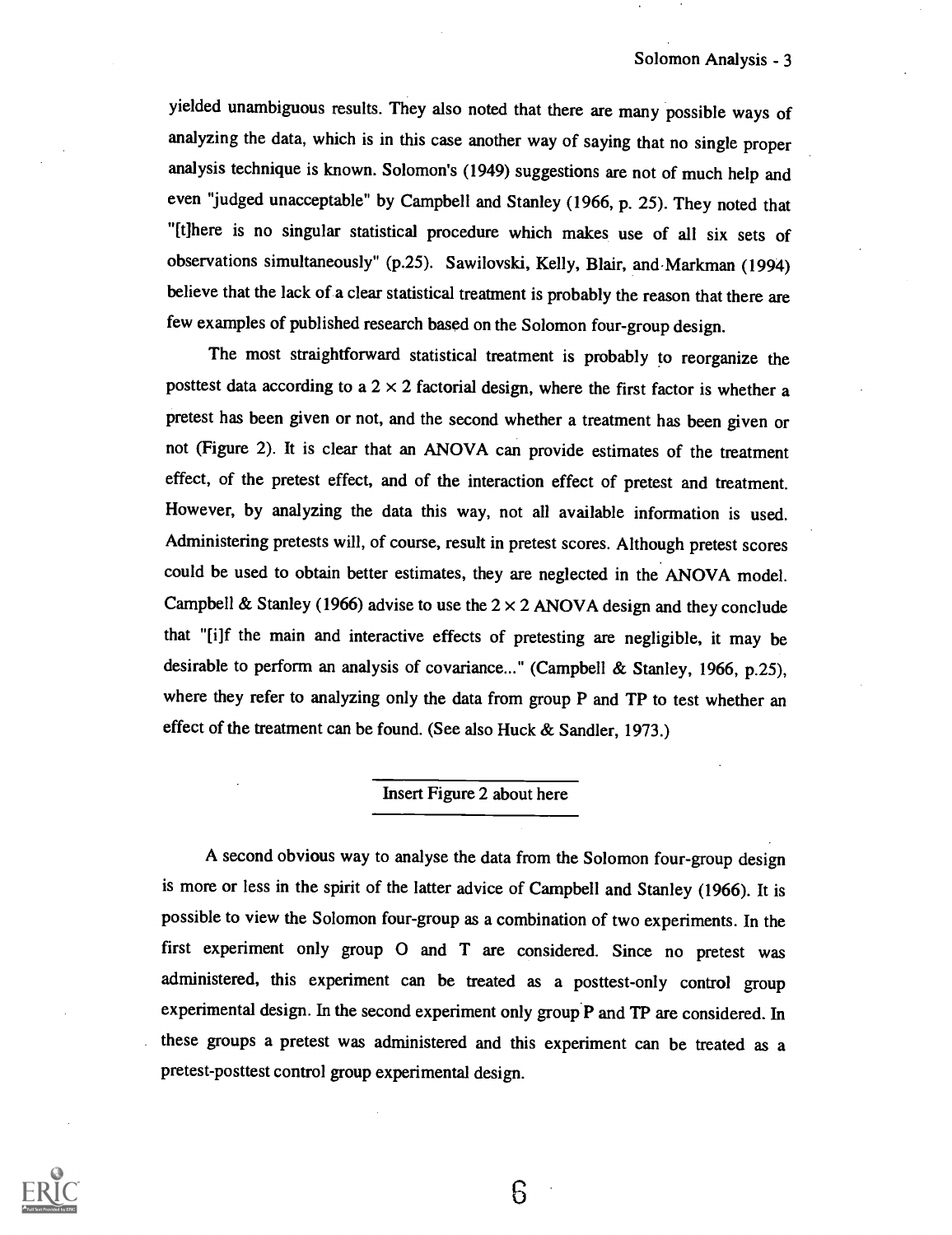yielded unambiguous results. They also noted that there are many possible ways of analyzing the data, which is in this case another way of saying that no single proper analysis technique is known. Solomon's (1949) suggestions are not of much help and even "judged unacceptable" by Campbell and Stanley (1966, p. 25). They noted that "[t]here is no singular statistical procedure which makes use of all six sets of observations simultaneously" (p.25). Sawilovski, Kelly, Blair, and Markman (1994) believe that the lack of a clear statistical treatment is probably the reason that there are few examples of published research based on the Solomon four-group design.

The most straightforward statistical treatment is probably to reorganize the posttest data according to a $2 \times 2$ factorial design, where the first factor is whether a pretest has been given or not, and the second whether a treatment has been given or not (Figure 2). It is clear that an ANOVA can provide estimates of the treatment effect, of the pretest effect, and of the interaction effect of pretest and treatment. However, by analyzing the data this way, not all available information is used. Administering pretests will, of course, result in pretest scores. Although pretest scores could be used to obtain better estimates, they are neglected in the ANOVA model. Campbell & Stanley (1966) advise to use the $2 \times 2$ ANOVA design and they conclude that "[i]f the main and interactive effects of pretesting are negligible, it may be desirable to perform an analysis of covariance..." (Campbell & Stanley, 1966, p.25), where they refer to analyzing only the data from group P and TP to test whether an effect of the treatment can be found. (See also Huck & Sandler, 1973.)

Insert Figure 2 about here

A second obvious way to analyse the data from the Solomon four-group design is more or less in the spirit of the latter advice of Campbell and Stanley (1966). It is possible to view the Solomon four-group as a combination of two experiments. In the first experiment only group O and T are considered. Since no pretest was administered, this experiment can be treated as a posttest-only control group experimental design. In the second experiment only group P and TP are considered. In these groups a pretest was administered and this experiment can be treated as a pretest-posttest control group experimental design.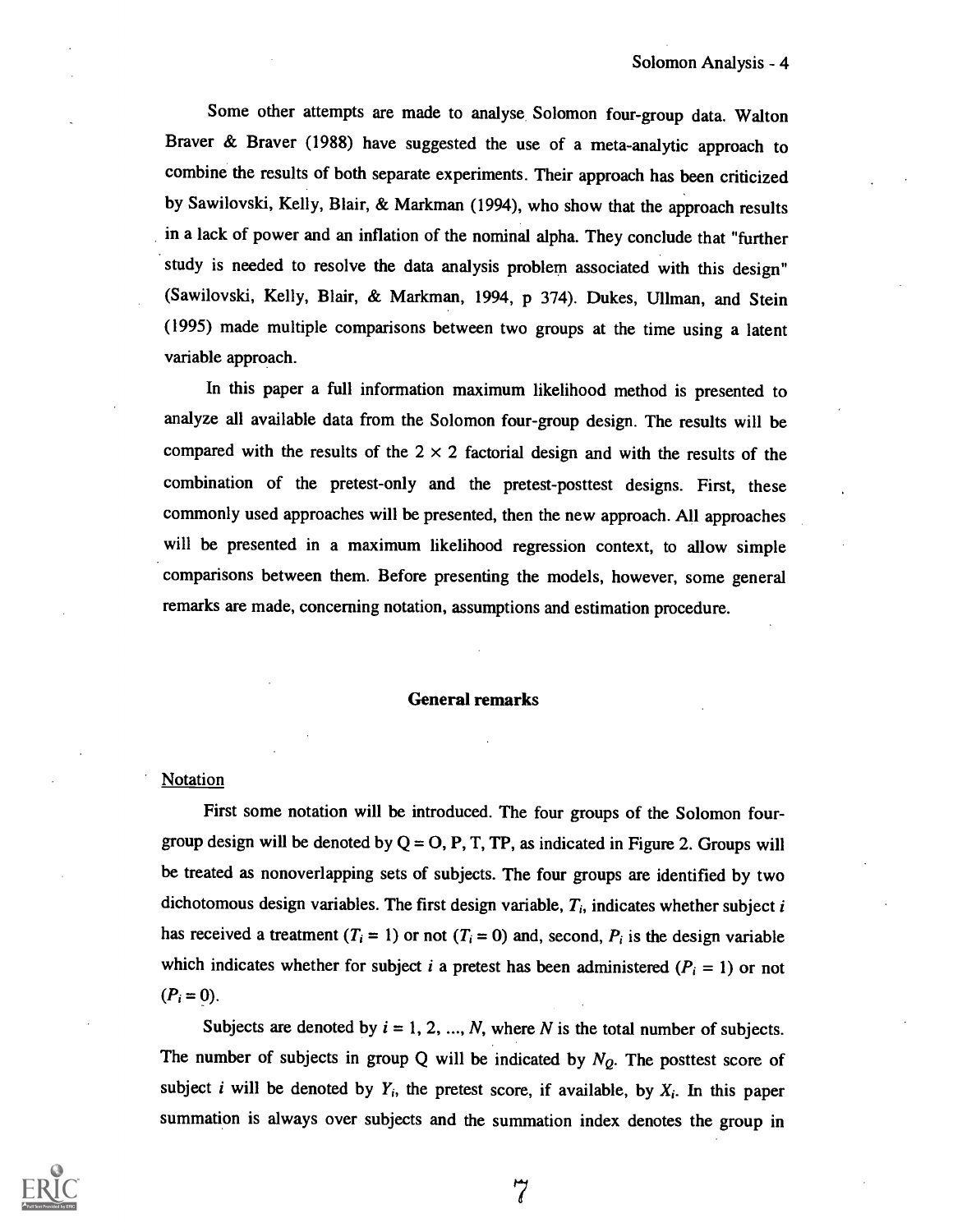Some other attempts are made to analyse Solomon four-group data. Walton Braver & Braver (1988) have suggested the use of a meta-analytic approach to combine the results of both separate experiments. Their approach has been criticized by Sawilovski, Kelly, Blair, & Markman (1994), who show that the approach results in a lack of power and an inflation of the nominal alpha. They conclude that "further study is needed to resolve the data analysis problem associated with this design" (Sawilovski, Kelly, Blair, & Markman, 1994, p 374). Dukes, Ullman, and Stein (1995) made multiple comparisons between two groups at the time using a latent variable approach.

In this paper a full information maximum likelihood method is presented to analyze all available data from the Solomon four-group design. The results will be compared with the results of the $2 \times 2$ factorial design and with the results of the combination of the pretest-only and the pretest-posttest designs. First, these commonly used approaches will be presented, then the new approach. All approaches will be presented in a maximum likelihood regression context, to allow simple comparisons between them. Before presenting the models, however, some general remarks are made, concerning notation, assumptions and estimation procedure.

## General remarks

### Notation

First some notation will be introduced. The four groups of the Solomon four-group design will be denoted by Q = O, P, T, TP, as indicated in Figure 2. Groups will be treated as nonoverlapping sets of subjects. The four groups are identified by two dichotomous design variables. The first design variable, $T_i$, indicates whether subject $i$ has received a treatment ($T_i = 1$) or not ($T_i = 0$) and, second, $P_i$ is the design variable which indicates whether for subject $i$ a pretest has been administered ($P_i = 1$) or not ($P_i = 0$).

Subjects are denoted by $i = 1, 2, \ldots, N$, where $N$ is the total number of subjects. The number of subjects in group Q will be indicated by $N_Q$. The posttest score of subject $i$ will be denoted by $Y_i$, the pretest score, if available, by $X_i$. In this paper summation is always over subjects and the summation index denotes the group in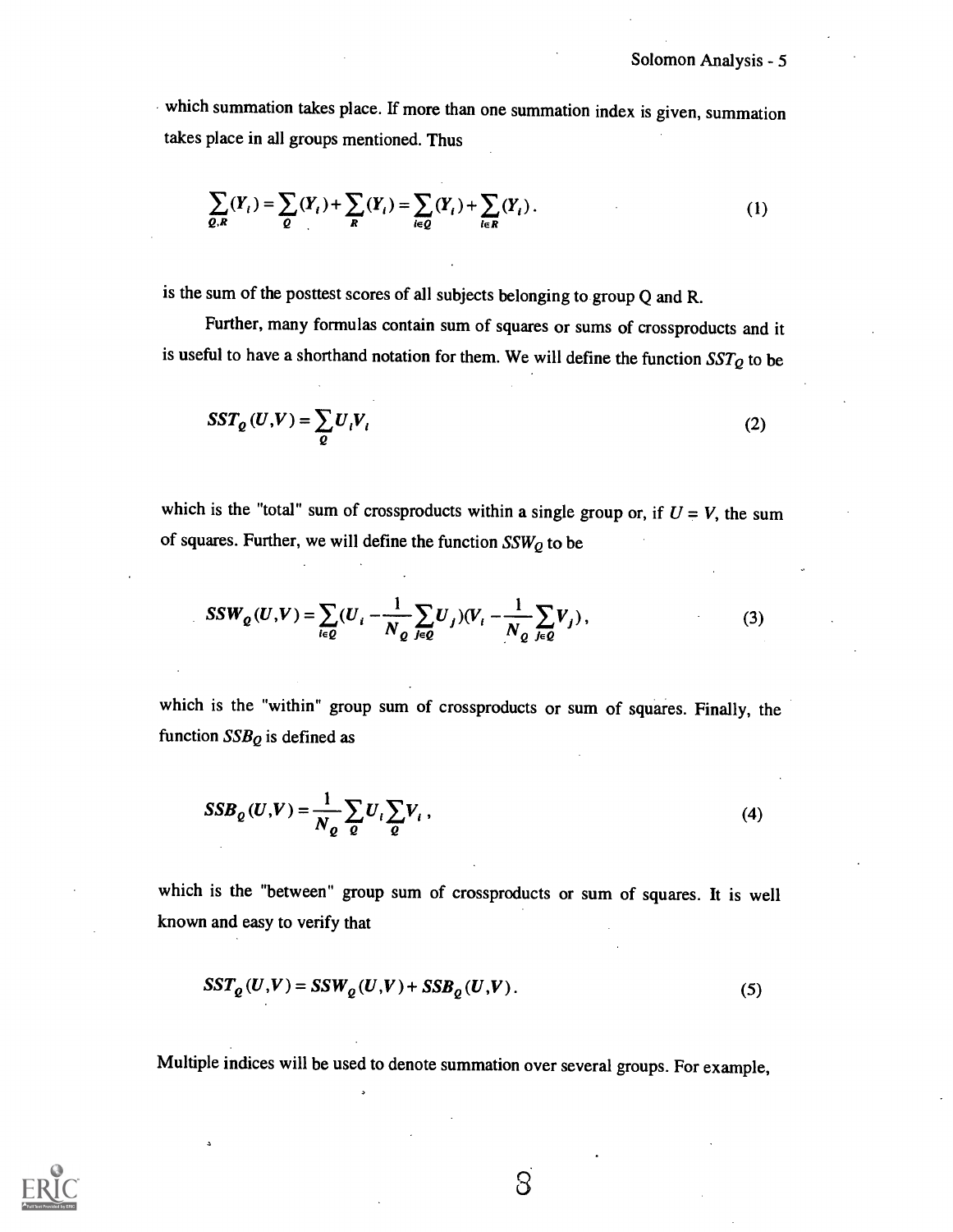which summation takes place. If more than one summation index is given, summation takes place in all groups mentioned. Thus

$$\sum_{Q,R}(Y_i) = \sum_{Q}(Y_i) + \sum_{R}(Y_i) = \sum_{i \in Q}(Y_i) + \sum_{i \in R}(Y_i). \tag{1}$$

is the sum of the posttest scores of all subjects belonging to group Q and R.

Further, many formulas contain sum of squares or sums of crossproducts and it is useful to have a shorthand notation for them. We will define the function $SST_Q$ to be

$$SST_Q(U,V) = \sum_{Q} U_i V_i \tag{2}$$

which is the "total" sum of crossproducts within a single group or, if $U = V$, the sum of squares. Further, we will define the function $SSW_Q$ to be

$$SSW_Q(U,V) = \sum_{i \in Q}(U_i - \frac{1}{N_Q}\sum_{j \in Q} U_j)(V_i - \frac{1}{N_Q}\sum_{j \in Q} V_j), \tag{3}$$

which is the "within" group sum of crossproducts or sum of squares. Finally, the function $SSB_Q$ is defined as

$$SSB_Q(U,V) = \frac{1}{N_Q}\sum_{Q} U_i \sum_{Q} V_i, \tag{4}$$

which is the "between" group sum of crossproducts or sum of squares. It is well known and easy to verify that

$$SST_Q(U,V) = SSW_Q(U,V) + SSB_Q(U,V). \tag{5}$$

Multiple indices will be used to denote summation over several groups. For example,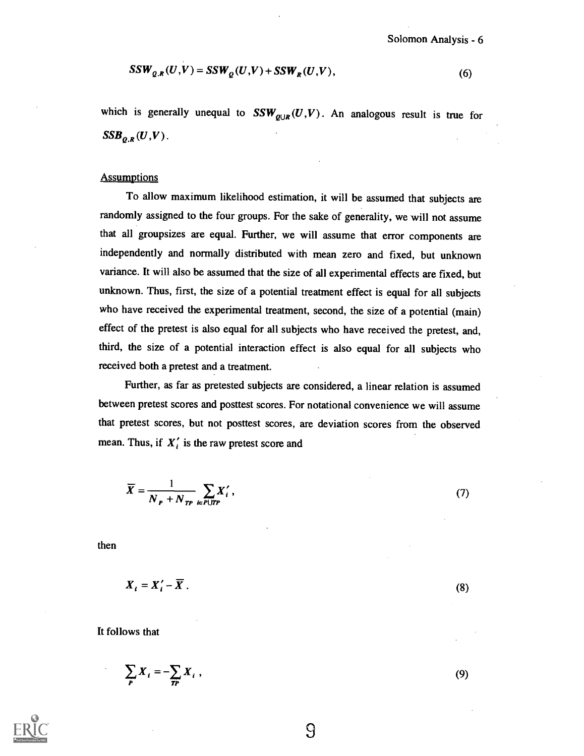$$SSW_{Q.R}(U,V) = SSW_Q(U,V) + SSW_R(U,V), \tag{6}$$

which is generally unequal to $SSW_{Q \cup R}(U,V)$. An analogous result is true for $SSB_{Q.R}(U,V)$.

<u>Assumptions</u>

To allow maximum likelihood estimation, it will be assumed that subjects are randomly assigned to the four groups. For the sake of generality, we will not assume that all groupsizes are equal. Further, we will assume that error components are independently and normally distributed with mean zero and fixed, but unknown variance. It will also be assumed that the size of all experimental effects are fixed, but unknown. Thus, first, the size of a potential treatment effect is equal for all subjects who have received the experimental treatment, second, the size of a potential (main) effect of the pretest is also equal for all subjects who have received the pretest, and, third, the size of a potential interaction effect is also equal for all subjects who received both a pretest and a treatment.

Further, as far as pretested subjects are considered, a linear relation is assumed between pretest scores and posttest scores. For notational convenience we will assume that pretest scores, but not posttest scores, are deviation scores from the observed mean. Thus, if $X_i'$ is the raw pretest score and

$$\overline{X} = \frac{1}{N_P + N_{TP}} \sum_{i \in P \cup TP} X_i', \tag{7}$$

then

$$X_i = X_i' - \overline{X}. \tag{8}$$

It follows that

$$\sum_{P} X_i = -\sum_{TP} X_i, \tag{9}$$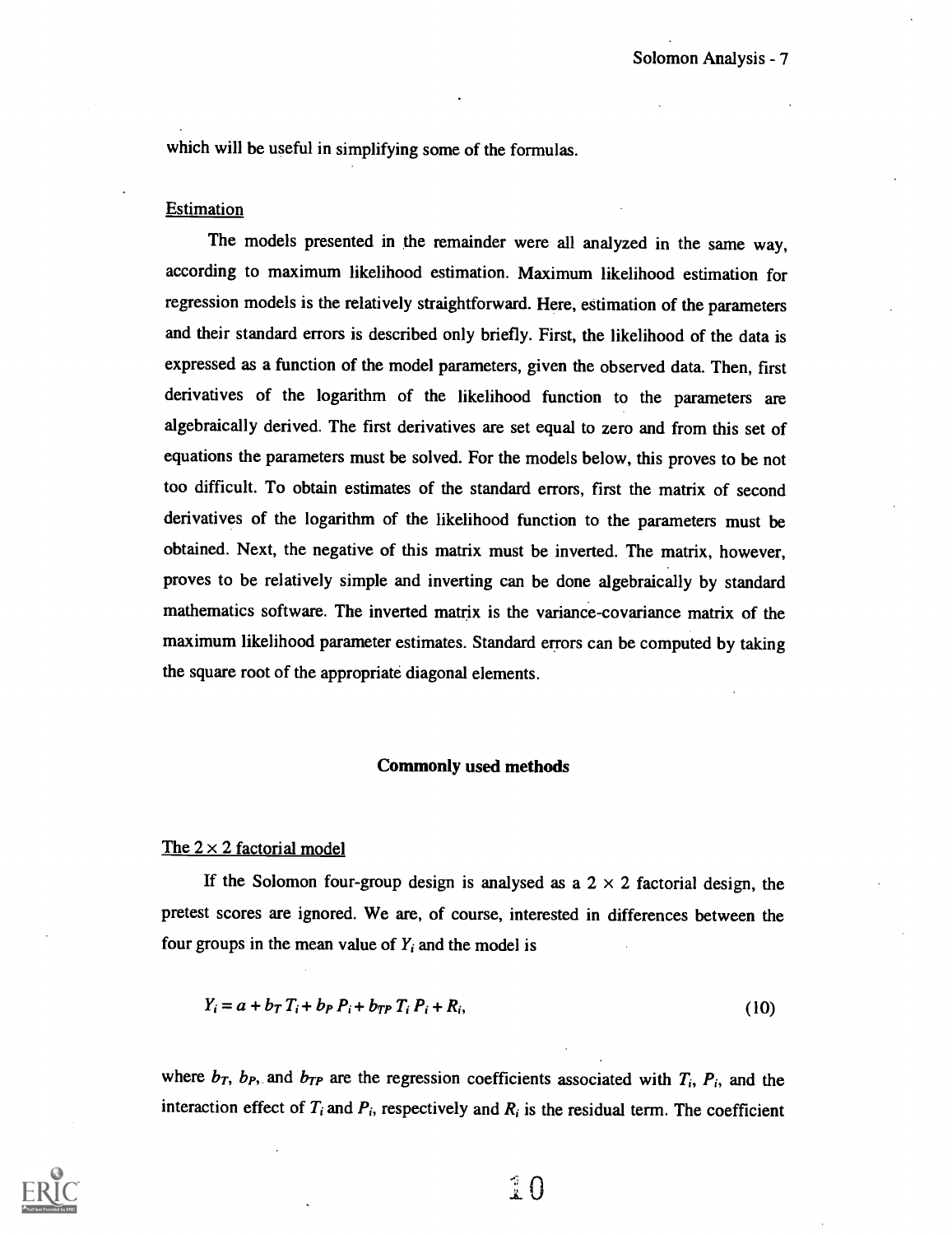which will be useful in simplifying some of the formulas.

## Estimation

The models presented in the remainder were all analyzed in the same way, according to maximum likelihood estimation. Maximum likelihood estimation for regression models is the relatively straightforward. Here, estimation of the parameters and their standard errors is described only briefly. First, the likelihood of the data is expressed as a function of the model parameters, given the observed data. Then, first derivatives of the logarithm of the likelihood function to the parameters are algebraically derived. The first derivatives are set equal to zero and from this set of equations the parameters must be solved. For the models below, this proves to be not too difficult. To obtain estimates of the standard errors, first the matrix of second derivatives of the logarithm of the likelihood function to the parameters must be obtained. Next, the negative of this matrix must be inverted. The matrix, however, proves to be relatively simple and inverting can be done algebraically by standard mathematics software. The inverted matrix is the variance-covariance matrix of the maximum likelihood parameter estimates. Standard errors can be computed by taking the square root of the appropriate diagonal elements.

# Commonly used methods

## The 2 × 2 factorial model

If the Solomon four-group design is analysed as a $2 \times 2$ factorial design, the pretest scores are ignored. We are, of course, interested in differences between the four groups in the mean value of $Y_i$ and the model is

$$Y_i = a + b_T T_i + b_P P_i + b_{TP} T_i P_i + R_i, \tag{10}$$

where $b_T$, $b_P$, and $b_{TP}$ are the regression coefficients associated with $T_i$, $P_i$, and the interaction effect of $T_i$ and $P_i$, respectively and $R_i$ is the residual term. The coefficient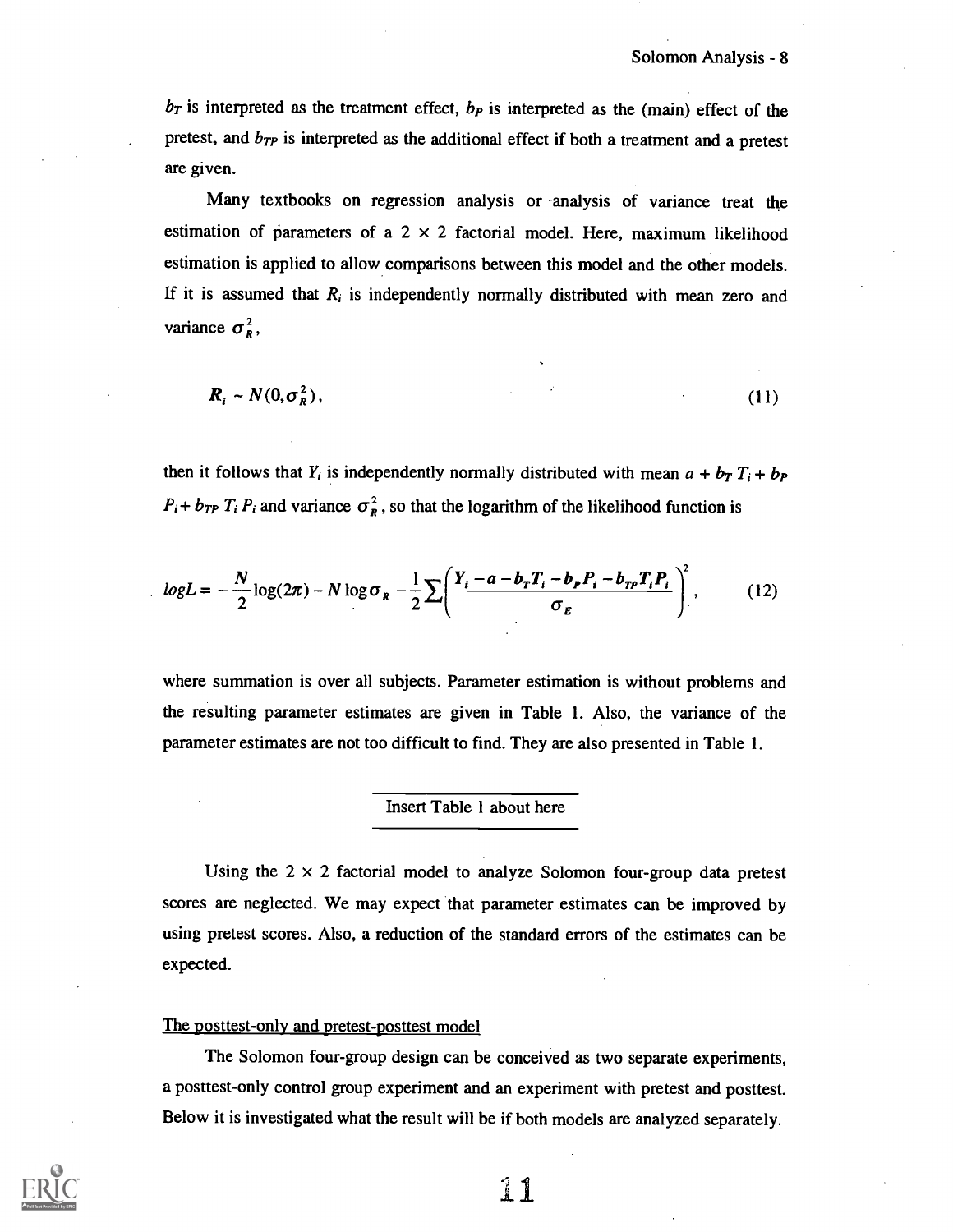$b_T$ is interpreted as the treatment effect, $b_P$ is interpreted as the (main) effect of the pretest, and $b_{TP}$ is interpreted as the additional effect if both a treatment and a pretest are given.

Many textbooks on regression analysis or analysis of variance treat the estimation of parameters of a $2 \times 2$ factorial model. Here, maximum likelihood estimation is applied to allow comparisons between this model and the other models. If it is assumed that $R_i$ is independently normally distributed with mean zero and variance $\sigma_R^2$,

$$R_i \sim N(0, \sigma_R^2), \tag{11}$$

then it follows that $Y_i$ is independently normally distributed with mean $a + b_T T_i + b_P P_i + b_{TP} T_i P_i$ and variance $\sigma_R^2$, so that the logarithm of the likelihood function is

$$logL = -\frac{N}{2}\log(2\pi) - N\log\sigma_R - \frac{1}{2}\sum\left(\frac{Y_i - a - b_T T_i - b_P P_i - b_{TP} T_i P_i}{\sigma_E}\right)^2, \tag{12}$$

where summation is over all subjects. Parameter estimation is without problems and the resulting parameter estimates are given in Table 1. Also, the variance of the parameter estimates are not too difficult to find. They are also presented in Table 1.

Insert Table 1 about here

Using the $2 \times 2$ factorial model to analyze Solomon four-group data pretest scores are neglected. We may expect that parameter estimates can be improved by using pretest scores. Also, a reduction of the standard errors of the estimates can be expected.

## The posttest-only and pretest-posttest model

The Solomon four-group design can be conceived as two separate experiments, a posttest-only control group experiment and an experiment with pretest and posttest. Below it is investigated what the result will be if both models are analyzed separately.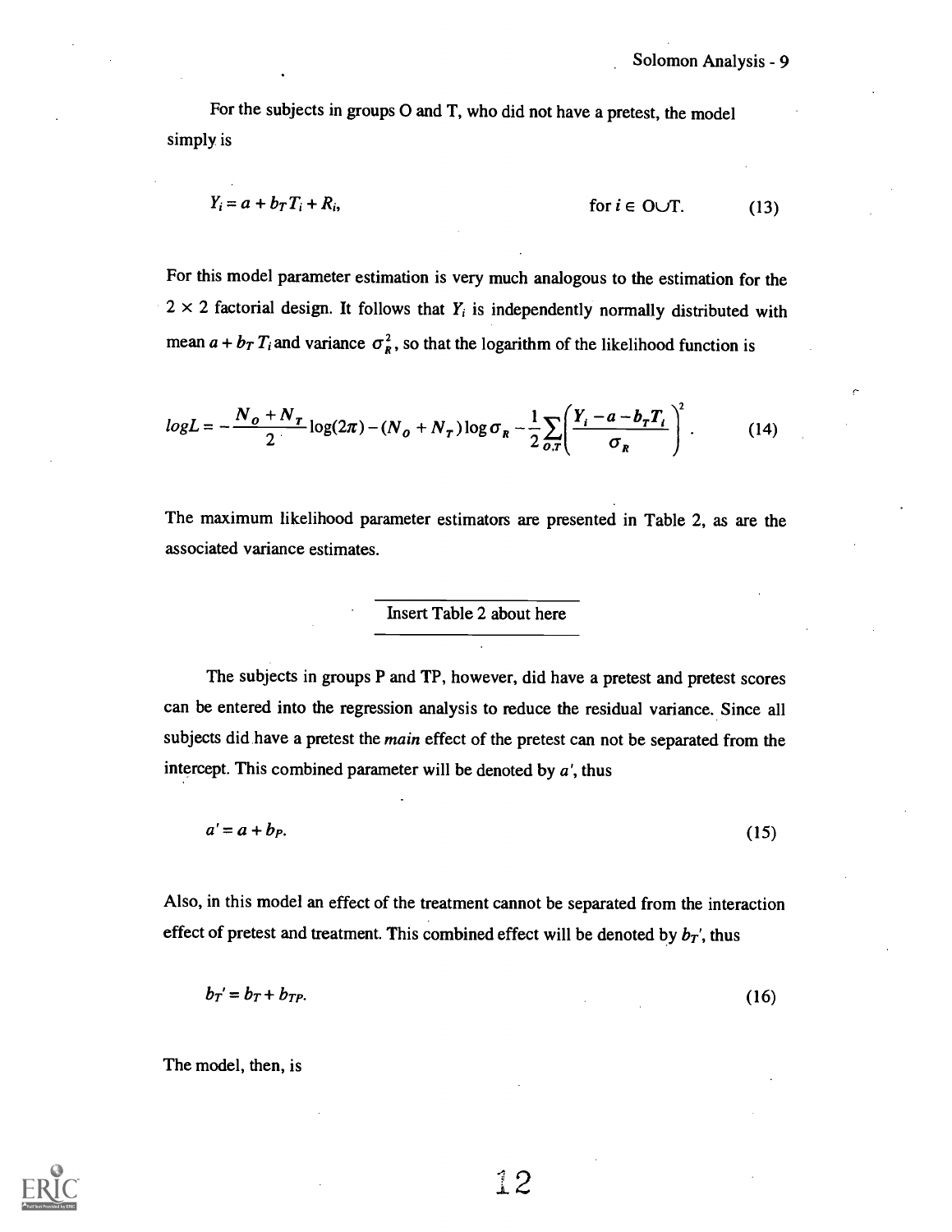For the subjects in groups O and T, who did not have a pretest, the model simply is

$$Y_i = a + b_T T_i + R_i, \qquad \text{for } i \in \text{O} \cup \text{T}. \tag{13}$$

For this model parameter estimation is very much analogous to the estimation for the $2 \times 2$ factorial design. It follows that $Y_i$ is independently normally distributed with mean $a + b_T T_i$ and variance $\sigma_R^2$, so that the logarithm of the likelihood function is

$$logL = -\frac{N_O + N_T}{2}\log(2\pi) - (N_O + N_T)\log\sigma_R - \frac{1}{2}\sum_{O,T}\left(\frac{Y_i - a - b_T T_i}{\sigma_R}\right)^2. \tag{14}$$

The maximum likelihood parameter estimators are presented in Table 2, as are the associated variance estimates.

Insert Table 2 about here

The subjects in groups P and TP, however, did have a pretest and pretest scores can be entered into the regression analysis to reduce the residual variance. Since all subjects did have a pretest the *main* effect of the pretest can not be separated from the intercept. This combined parameter will be denoted by $a'$, thus

$$a' = a + b_P. \tag{15}$$

Also, in this model an effect of the treatment cannot be separated from the interaction effect of pretest and treatment. This combined effect will be denoted by $b_T'$, thus

$$b_T' = b_T + b_{TP}. \tag{16}$$

The model, then, is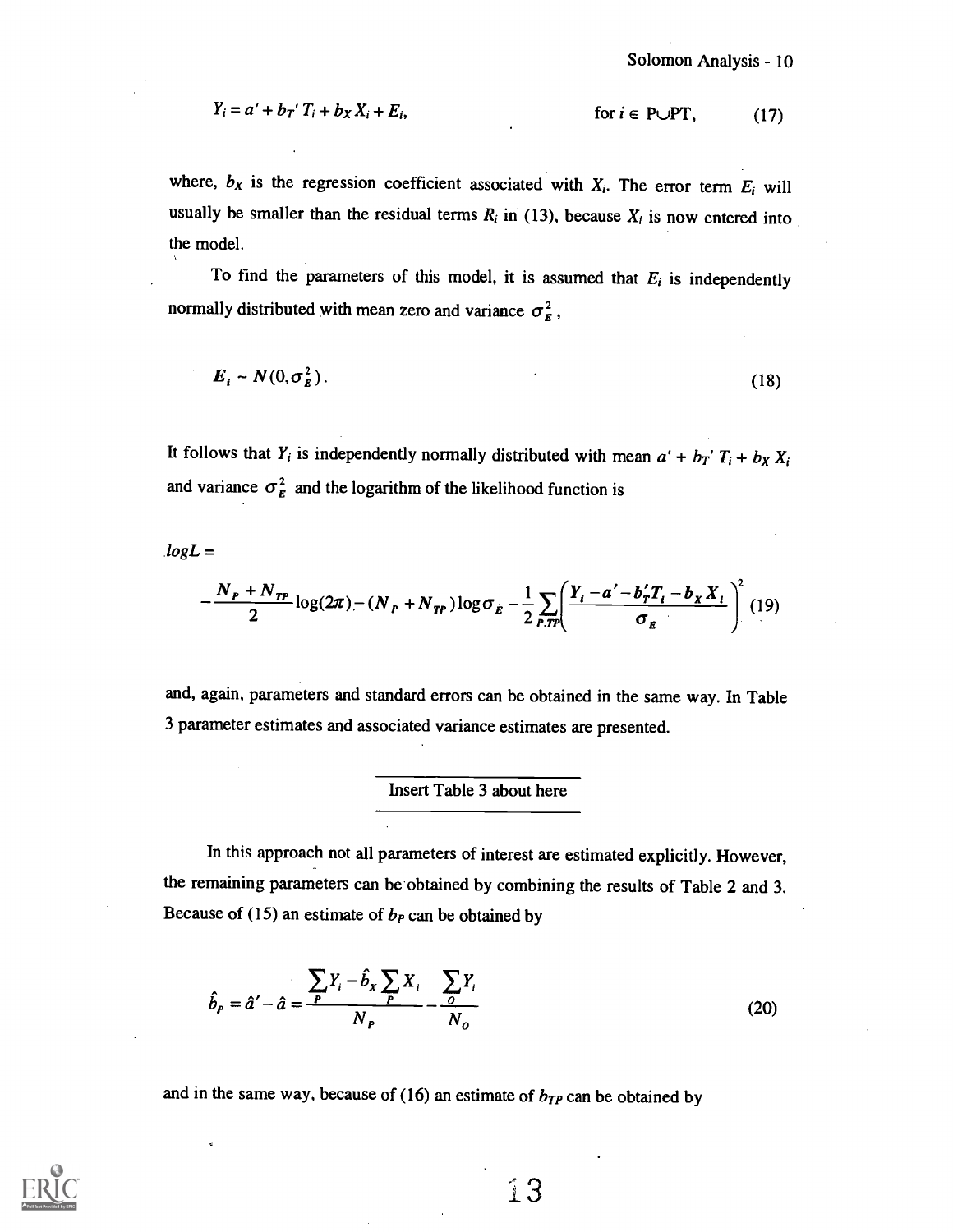$$Y_i = a' + b_T' T_i + b_X X_i + E_i, \qquad \text{for } i \in \text{P}\cup\text{PT}, \tag{17}$$

where, $b_X$ is the regression coefficient associated with $X_i$. The error term $E_i$ will usually be smaller than the residual terms $R_i$ in (13), because $X_i$ is now entered into the model.

To find the parameters of this model, it is assumed that $E_i$ is independently normally distributed with mean zero and variance $\sigma_E^2$,

$$E_i \sim N(0, \sigma_E^2). \tag{18}$$

It follows that $Y_i$ is independently normally distributed with mean $a' + b_T' T_i + b_X X_i$ and variance $\sigma_E^2$ and the logarithm of the likelihood function is

$logL =$

$$-\frac{N_P + N_{TP}}{2}\log(2\pi) - (N_P + N_{TP})\log\sigma_E - \frac{1}{2}\sum_{P,TP}\left(\frac{Y_i - a' - b_T' T_i - b_X X_i}{\sigma_E}\right)^2 \tag{19}$$

and, again, parameters and standard errors can be obtained in the same way. In Table 3 parameter estimates and associated variance estimates are presented.

Insert Table 3 about here

In this approach not all parameters of interest are estimated explicitly. However, the remaining parameters can be obtained by combining the results of Table 2 and 3. Because of (15) an estimate of $b_P$ can be obtained by

$$\hat{b}_P = \hat{a}' - \hat{a} = \frac{\sum_P Y_i - \hat{b}_X \sum_P X_i}{N_P} - \frac{\sum_O Y_i}{N_O} \tag{20}$$

and in the same way, because of (16) an estimate of $b_{TP}$ can be obtained by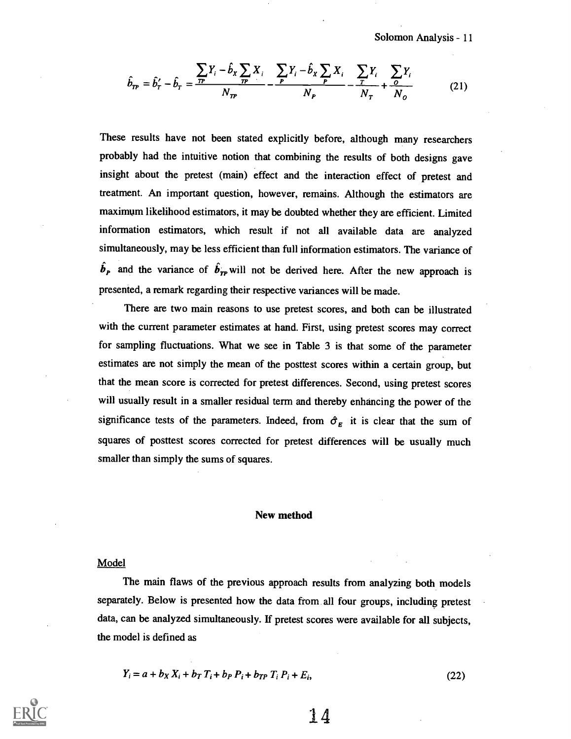$$\hat{b}_{TP} = \hat{b}'_T - \hat{b}_T = \frac{\sum_{TP} Y_i - \hat{b}_X \sum_{TP} X_i}{N_{TP}} - \frac{\sum_{P} Y_i - \hat{b}_X \sum_{P} X_i}{N_P} - \frac{\sum_{T} Y_i}{N_T} + \frac{\sum_{O} Y_i}{N_O} \tag{21}$$

These results have not been stated explicitly before, although many researchers probably had the intuitive notion that combining the results of both designs gave insight about the pretest (main) effect and the interaction effect of pretest and treatment. An important question, however, remains. Although the estimators are maximum likelihood estimators, it may be doubted whether they are efficient. Limited information estimators, which result if not all available data are analyzed simultaneously, may be less efficient than full information estimators. The variance of $\hat{b}_P$ and the variance of $\hat{b}_{TP}$ will not be derived here. After the new approach is presented, a remark regarding their respective variances will be made.

There are two main reasons to use pretest scores, and both can be illustrated with the current parameter estimates at hand. First, using pretest scores may correct for sampling fluctuations. What we see in Table 3 is that some of the parameter estimates are not simply the mean of the posttest scores within a certain group, but that the mean score is corrected for pretest differences. Second, using pretest scores will usually result in a smaller residual term and thereby enhancing the power of the significance tests of the parameters. Indeed, from $\hat{\sigma}_E$ it is clear that the sum of squares of posttest scores corrected for pretest differences will be usually much smaller than simply the sums of squares.

## New method

### Model

The main flaws of the previous approach results from analyzing both models separately. Below is presented how the data from all four groups, including pretest data, can be analyzed simultaneously. If pretest scores were available for all subjects, the model is defined as

$$Y_i = a + b_X X_i + b_T T_i + b_P P_i + b_{TP} T_i P_i + E_i, \tag{22}$$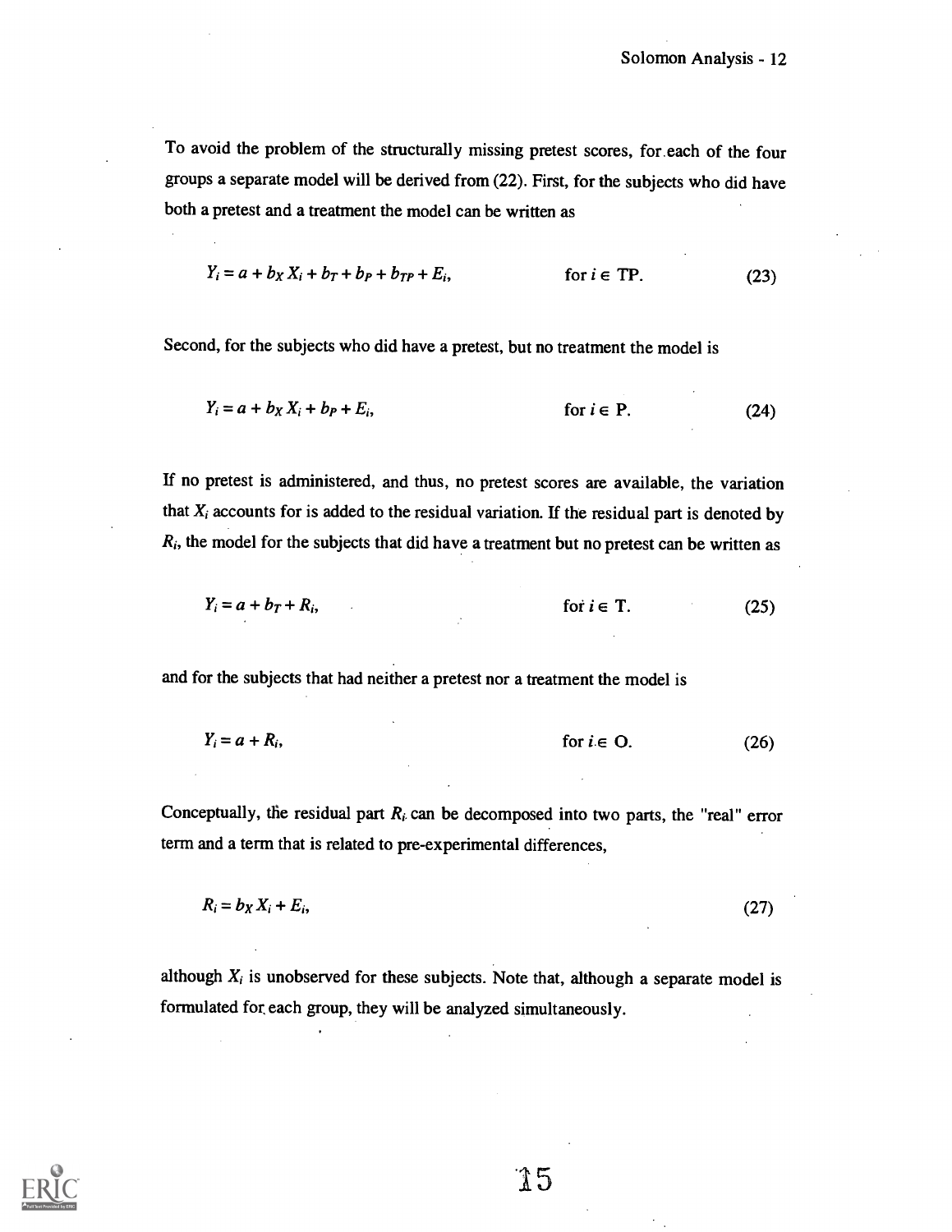To avoid the problem of the structurally missing pretest scores, for each of the four groups a separate model will be derived from (22). First, for the subjects who did have both a pretest and a treatment the model can be written as

$$Y_i = a + b_X X_i + b_T + b_P + b_{TP} + E_i, \qquad \text{for } i \in \text{TP}. \tag{23}$$

Second, for the subjects who did have a pretest, but no treatment the model is

$$Y_i = a + b_X X_i + b_P + E_i, \qquad \text{for } i \in \text{P}. \tag{24}$$

If no pretest is administered, and thus, no pretest scores are available, the variation that $X_i$ accounts for is added to the residual variation. If the residual part is denoted by $R_i$, the model for the subjects that did have a treatment but no pretest can be written as

$$Y_i = a + b_T + R_i, \qquad \text{for } i \in \text{T}. \tag{25}$$

and for the subjects that had neither a pretest nor a treatment the model is

$$Y_i = a + R_i, \qquad \text{for } i \in \text{O}. \tag{26}$$

Conceptually, the residual part $R_i$ can be decomposed into two parts, the "real" error term and a term that is related to pre-experimental differences,

$$R_i = b_X X_i + E_i, \tag{27}$$

although $X_i$ is unobserved for these subjects. Note that, although a separate model is formulated for each group, they will be analyzed simultaneously.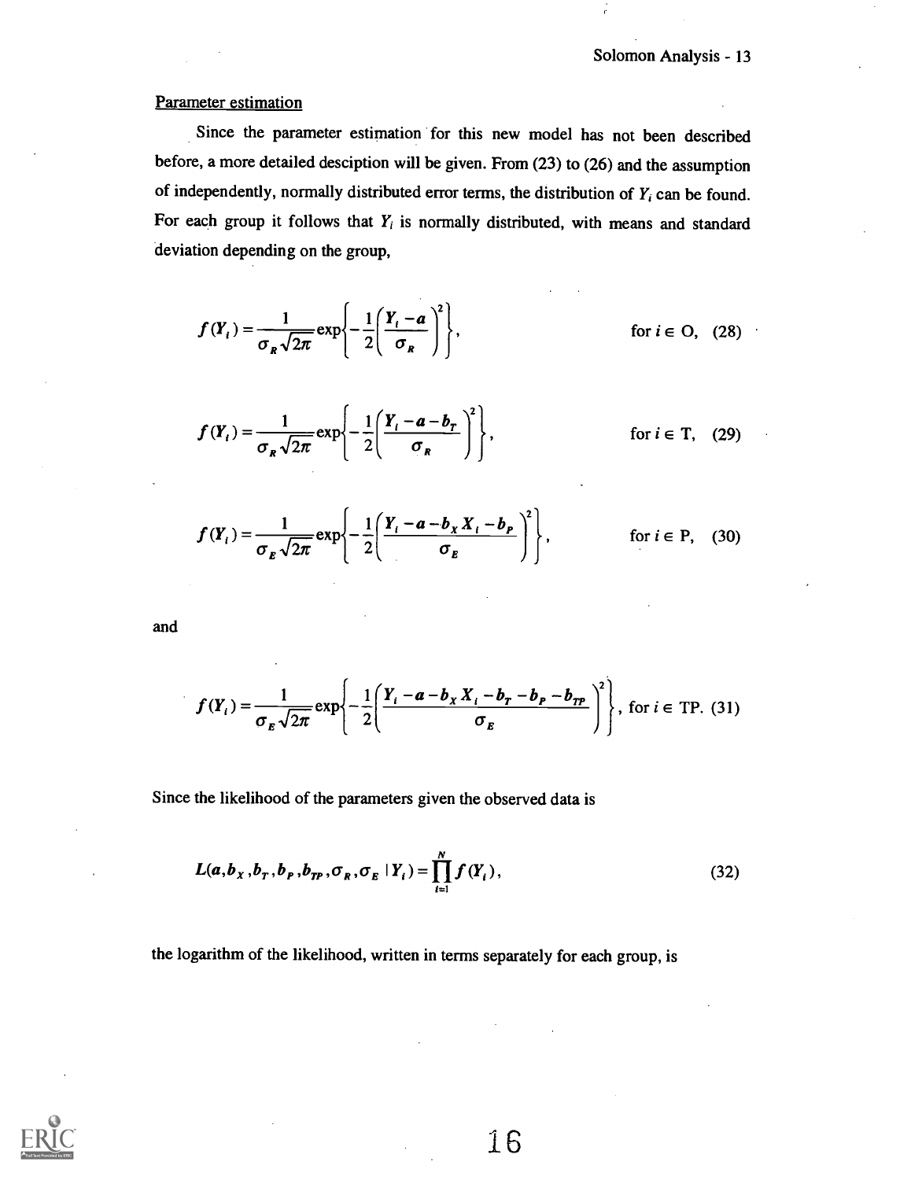Parameter estimation

Since the parameter estimation for this new model has not been described before, a more detailed desciption will be given. From (23) to (26) and the assumption of independently, normally distributed error terms, the distribution of $Y_i$ can be found. For each group it follows that $Y_i$ is normally distributed, with means and standard deviation depending on the group,

$$f(Y_i) = \frac{1}{\sigma_R\sqrt{2\pi}} \exp\left\{-\frac{1}{2}\left(\frac{Y_i - a}{\sigma_R}\right)^2\right\}, \qquad \text{for } i \in \text{O}, \quad (28)$$

$$f(Y_i) = \frac{1}{\sigma_R\sqrt{2\pi}} \exp\left\{-\frac{1}{2}\left(\frac{Y_i - a - b_T}{\sigma_R}\right)^2\right\}, \qquad \text{for } i \in \text{T}, \quad (29)$$

$$f(Y_i) = \frac{1}{\sigma_E\sqrt{2\pi}} \exp\left\{-\frac{1}{2}\left(\frac{Y_i - a - b_X X_i - b_P}{\sigma_E}\right)^2\right\}, \qquad \text{for } i \in \text{P}, \quad (30)$$

and

$$f(Y_i) = \frac{1}{\sigma_E\sqrt{2\pi}} \exp\left\{-\frac{1}{2}\left(\frac{Y_i - a - b_X X_i - b_T - b_P - b_{TP}}{\sigma_E}\right)^2\right\}, \text{ for } i \in \text{TP}. \quad (31)$$

Since the likelihood of the parameters given the observed data is

$$L(a, b_X, b_T, b_P, b_{TP}, \sigma_R, \sigma_E \mid Y_i) = \prod_{i=1}^{N} f(Y_i), \quad (32)$$

the logarithm of the likelihood, written in terms separately for each group, is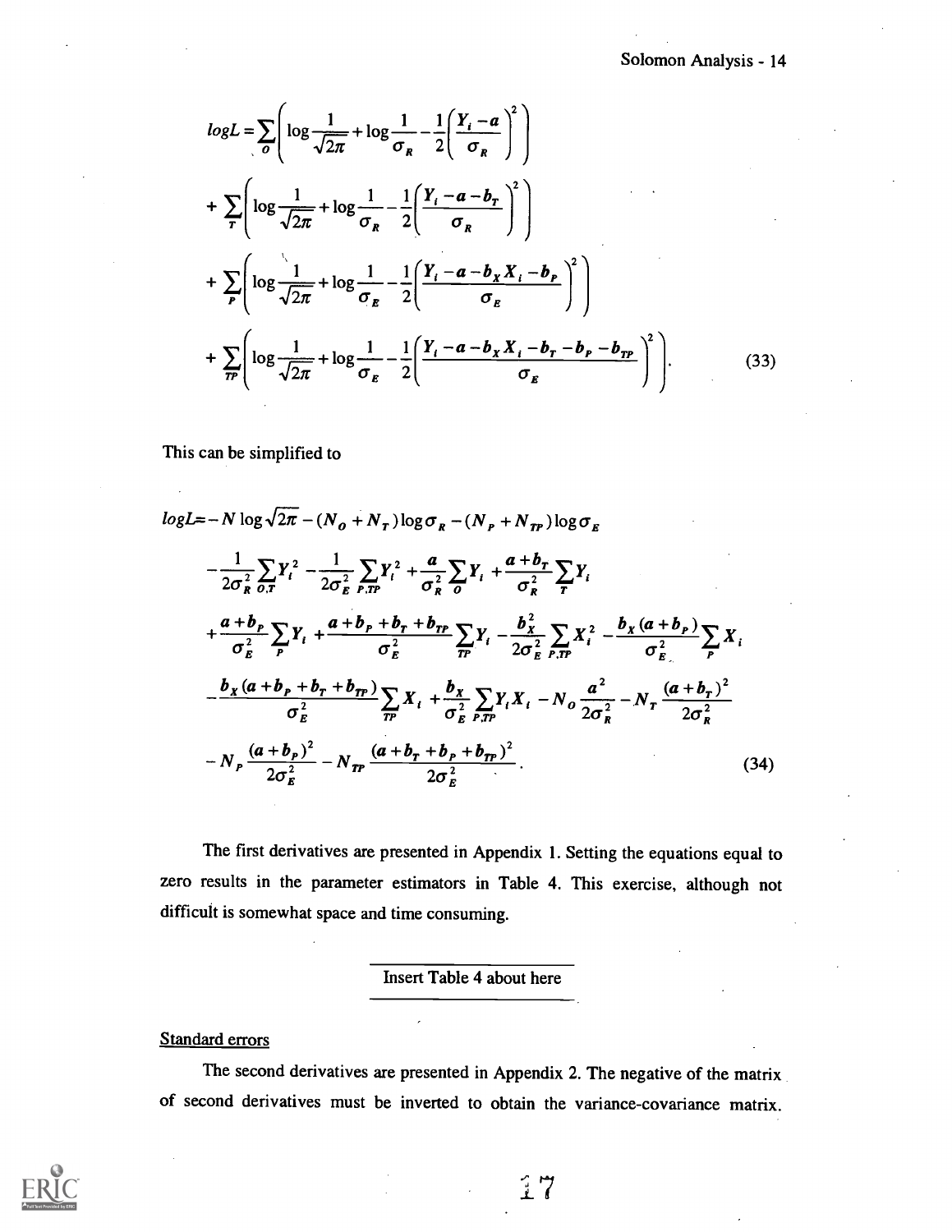$$
\begin{aligned}
logL = &\sum_{O}\left(\log\frac{1}{\sqrt{2\pi}}+\log\frac{1}{\sigma_R}-\frac{1}{2}\left(\frac{Y_i-a}{\sigma_R}\right)^2\right)\\
&+\sum_{T}\left(\log\frac{1}{\sqrt{2\pi}}+\log\frac{1}{\sigma_R}-\frac{1}{2}\left(\frac{Y_i-a-b_T}{\sigma_R}\right)^2\right)\\
&+\sum_{P}\left(\log\frac{1}{\sqrt{2\pi}}+\log\frac{1}{\sigma_E}-\frac{1}{2}\left(\frac{Y_i-a-b_XX_i-b_P}{\sigma_E}\right)^2\right)\\
&+\sum_{TP}\left(\log\frac{1}{\sqrt{2\pi}}+\log\frac{1}{\sigma_E}-\frac{1}{2}\left(\frac{Y_i-a-b_XX_i-b_T-b_P-b_{TP}}{\sigma_E}\right)^2\right).
\end{aligned}
\tag{33}
$$

This can be simplified to

$$
\begin{aligned}
logL = &-N\log\sqrt{2\pi}-(N_O+N_T)\log\sigma_R-(N_P+N_{TP})\log\sigma_E\\
&-\frac{1}{2\sigma_R^2}\sum_{O,T}Y_i^2-\frac{1}{2\sigma_E^2}\sum_{P,TP}Y_i^2+\frac{a}{\sigma_R^2}\sum_{O}Y_i+\frac{a+b_T}{\sigma_R^2}\sum_{T}Y_i\\
&+\frac{a+b_P}{\sigma_E^2}\sum_{P}Y_i+\frac{a+b_P+b_T+b_{TP}}{\sigma_E^2}\sum_{TP}Y_i-\frac{b_X^2}{2\sigma_E^2}\sum_{P,TP}X_i^2-\frac{b_X(a+b_P)}{\sigma_E^2}\sum_{P}X_i\\
&-\frac{b_X(a+b_P+b_T+b_{TP})}{\sigma_E^2}\sum_{TP}X_i+\frac{b_X}{\sigma_E^2}\sum_{P,TP}Y_iX_i-N_O\frac{a^2}{2\sigma_R^2}-N_T\frac{(a+b_T)^2}{2\sigma_R^2}\\
&-N_P\frac{(a+b_P)^2}{2\sigma_E^2}-N_{TP}\frac{(a+b_T+b_P+b_{TP})^2}{2\sigma_E^2}.
\end{aligned}
\tag{34}
$$

The first derivatives are presented in Appendix 1. Setting the equations equal to zero results in the parameter estimators in Table 4. This exercise, although not difficult is somewhat space and time consuming.

Insert Table 4 about here

Standard errors

The second derivatives are presented in Appendix 2. The negative of the matrix of second derivatives must be inverted to obtain the variance-covariance matrix.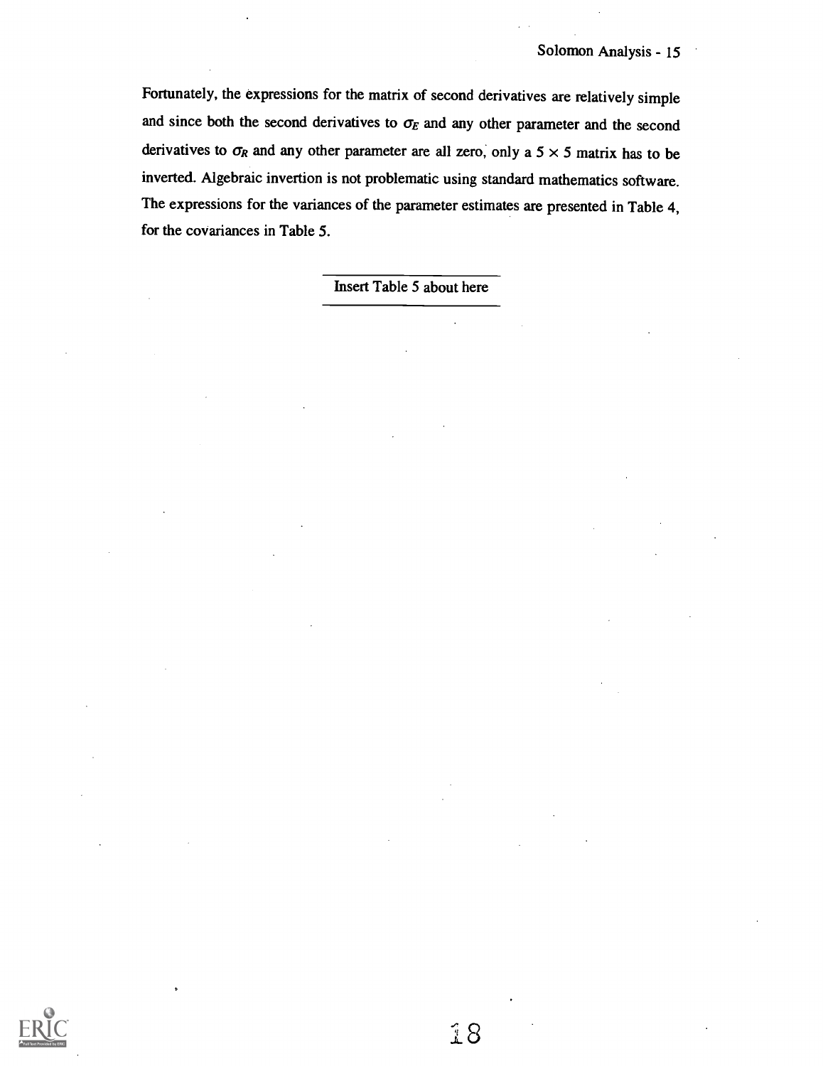Fortunately, the expressions for the matrix of second derivatives are relatively simple and since both the second derivatives to $\sigma_E$ and any other parameter and the second derivatives to $\sigma_R$ and any other parameter are all zero, only a $5 \times 5$ matrix has to be inverted. Algebraic invertion is not problematic using standard mathematics software. The expressions for the variances of the parameter estimates are presented in Table 4, for the covariances in Table 5.

---

Insert Table 5 about here

---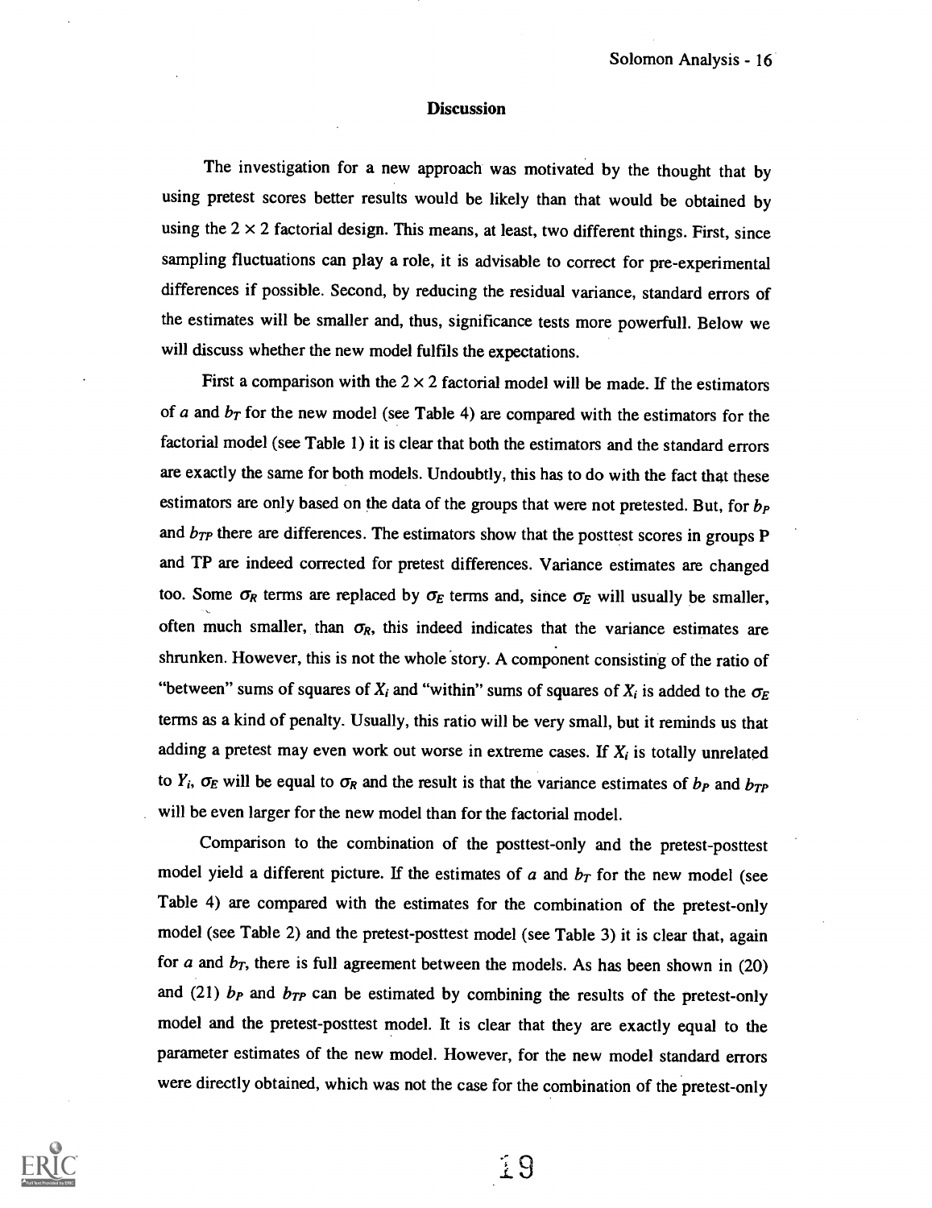## Discussion

The investigation for a new approach was motivated by the thought that by using pretest scores better results would be likely than that would be obtained by using the $2 \times 2$ factorial design. This means, at least, two different things. First, since sampling fluctuations can play a role, it is advisable to correct for pre-experimental differences if possible. Second, by reducing the residual variance, standard errors of the estimates will be smaller and, thus, significance tests more powerfull. Below we will discuss whether the new model fulfils the expectations.

First a comparison with the $2 \times 2$ factorial model will be made. If the estimators of $a$ and $b_T$ for the new model (see Table 4) are compared with the estimators for the factorial model (see Table 1) it is clear that both the estimators and the standard errors are exactly the same for both models. Undoubtly, this has to do with the fact that these estimators are only based on the data of the groups that were not pretested. But, for $b_P$ and $b_{TP}$ there are differences. The estimators show that the posttest scores in groups P and TP are indeed corrected for pretest differences. Variance estimates are changed too. Some $\sigma_R$ terms are replaced by $\sigma_E$ terms and, since $\sigma_E$ will usually be smaller, often much smaller, than $\sigma_R$, this indeed indicates that the variance estimates are shrunken. However, this is not the whole story. A component consisting of the ratio of "between" sums of squares of $X_i$ and "within" sums of squares of $X_i$ is added to the $\sigma_E$ terms as a kind of penalty. Usually, this ratio will be very small, but it reminds us that adding a pretest may even work out worse in extreme cases. If $X_i$ is totally unrelated to $Y_i$, $\sigma_E$ will be equal to $\sigma_R$ and the result is that the variance estimates of $b_P$ and $b_{TP}$ will be even larger for the new model than for the factorial model.

Comparison to the combination of the posttest-only and the pretest-posttest model yield a different picture. If the estimates of $a$ and $b_T$ for the new model (see Table 4) are compared with the estimates for the combination of the pretest-only model (see Table 2) and the pretest-posttest model (see Table 3) it is clear that, again for $a$ and $b_T$, there is full agreement between the models. As has been shown in (20) and (21) $b_P$ and $b_{TP}$ can be estimated by combining the results of the pretest-only model and the pretest-posttest model. It is clear that they are exactly equal to the parameter estimates of the new model. However, for the new model standard errors were directly obtained, which was not the case for the combination of the pretest-only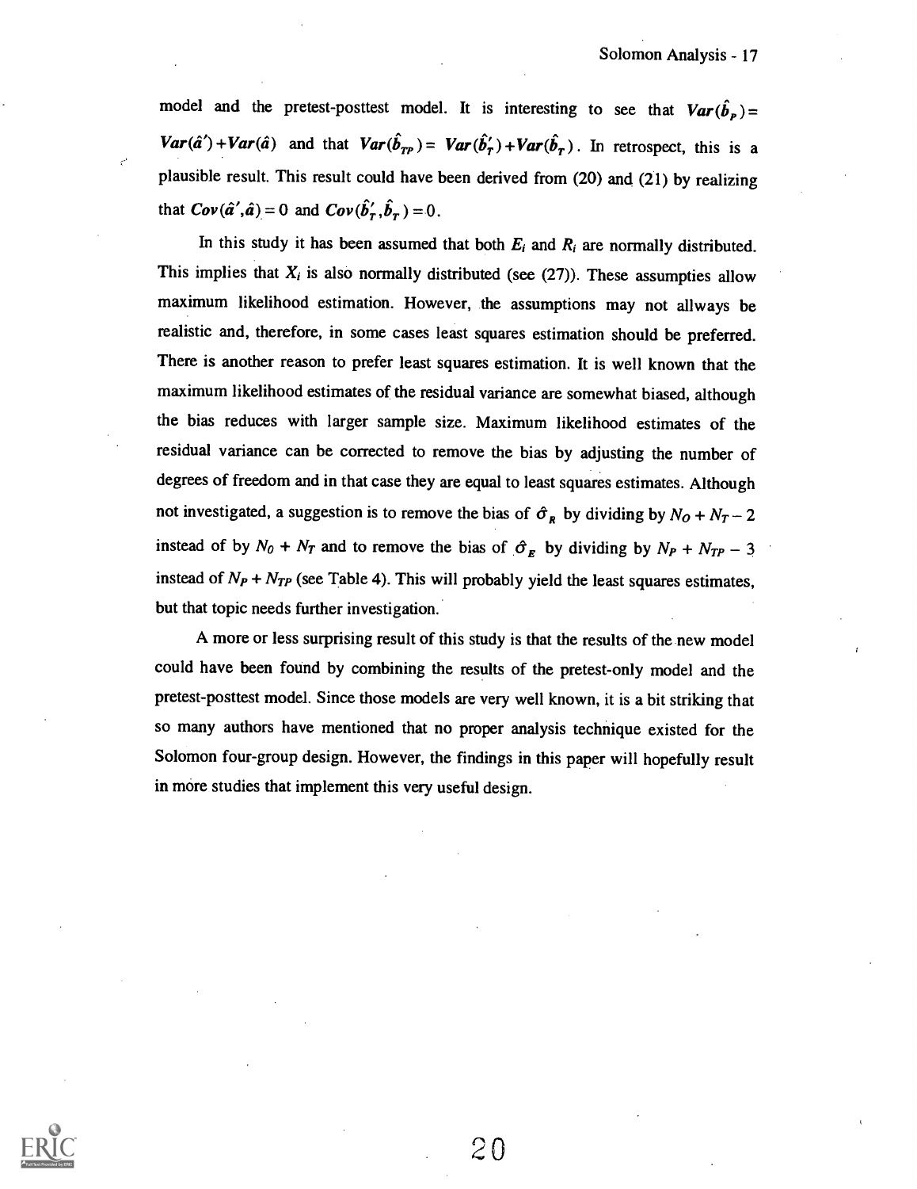model and the pretest-posttest model. It is interesting to see that $Var(\hat{b}_P) = Var(\hat{a}') + Var(\hat{a})$ and that $Var(\hat{b}_{TP}) = Var(\hat{b}_T') + Var(\hat{b}_T)$. In retrospect, this is a plausible result. This result could have been derived from (20) and (21) by realizing that $Cov(\hat{a}', \hat{a}) = 0$ and $Cov(\hat{b}_T', \hat{b}_T) = 0$.

In this study it has been assumed that both $E_i$ and $R_i$ are normally distributed. This implies that $X_i$ is also normally distributed (see (27)). These assumpties allow maximum likelihood estimation. However, the assumptions may not allways be realistic and, therefore, in some cases least squares estimation should be preferred. There is another reason to prefer least squares estimation. It is well known that the maximum likelihood estimates of the residual variance are somewhat biased, although the bias reduces with larger sample size. Maximum likelihood estimates of the residual variance can be corrected to remove the bias by adjusting the number of degrees of freedom and in that case they are equal to least squares estimates. Although not investigated, a suggestion is to remove the bias of $\hat{\sigma}_R$ by dividing by $N_O + N_T - 2$ instead of by $N_O + N_T$ and to remove the bias of $\hat{\sigma}_E$ by dividing by $N_P + N_{TP} - 3$ instead of $N_P + N_{TP}$ (see Table 4). This will probably yield the least squares estimates, but that topic needs further investigation.

A more or less surprising result of this study is that the results of the new model could have been found by combining the results of the pretest-only model and the pretest-posttest model. Since those models are very well known, it is a bit striking that so many authors have mentioned that no proper analysis technique existed for the Solomon four-group design. However, the findings in this paper will hopefully result in more studies that implement this very useful design.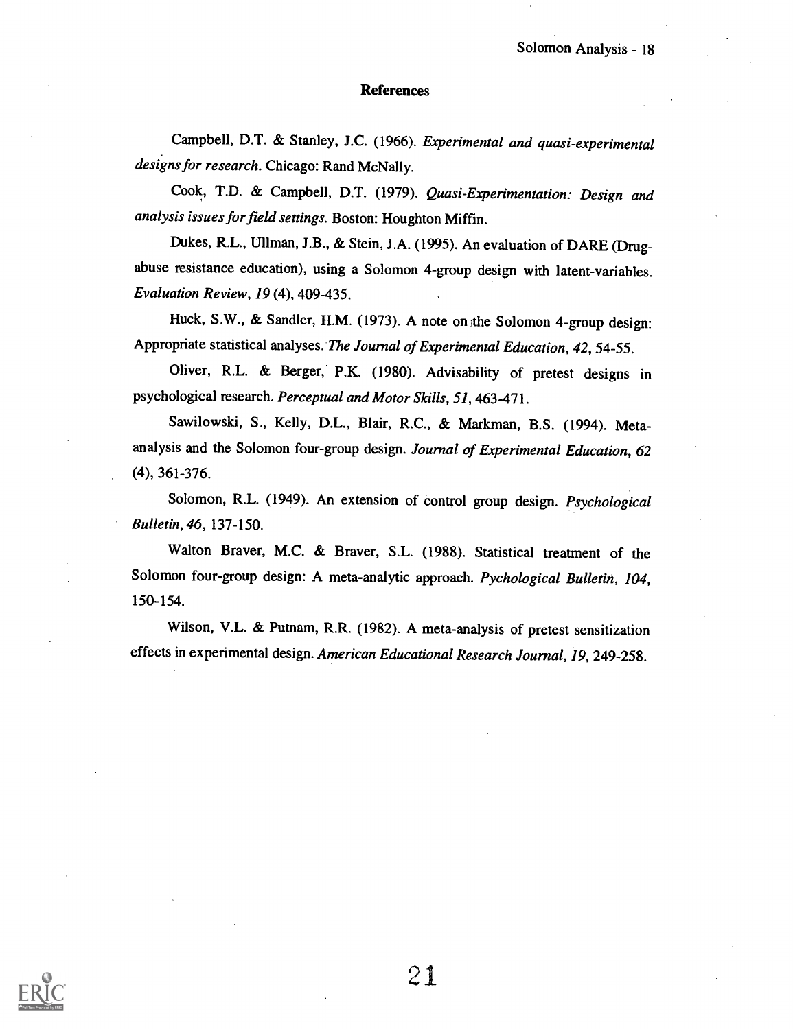## References

Campbell, D.T. & Stanley, J.C. (1966). *Experimental and quasi-experimental designs for research.* Chicago: Rand McNally.

Cook, T.D. & Campbell, D.T. (1979). *Quasi-Experimentation: Design and analysis issues for field settings.* Boston: Houghton Miffin.

Dukes, R.L., Ullman, J.B., & Stein, J.A. (1995). An evaluation of DARE (Drug-abuse resistance education), using a Solomon 4-group design with latent-variables. *Evaluation Review, 19* (4), 409-435.

Huck, S.W., & Sandler, H.M. (1973). A note on the Solomon 4-group design: Appropriate statistical analyses. *The Journal of Experimental Education, 42,* 54-55.

Oliver, R.L. & Berger, P.K. (1980). Advisability of pretest designs in psychological research. *Perceptual and Motor Skills, 51,* 463-471.

Sawilowski, S., Kelly, D.L., Blair, R.C., & Markman, B.S. (1994). Meta-analysis and the Solomon four-group design. *Journal of Experimental Education, 62* (4), 361-376.

Solomon, R.L. (1949). An extension of control group design. *Psychological Bulletin, 46,* 137-150.

Walton Braver, M.C. & Braver, S.L. (1988). Statistical treatment of the Solomon four-group design: A meta-analytic approach. *Pychological Bulletin, 104,* 150-154.

Wilson, V.L. & Putnam, R.R. (1982). A meta-analysis of pretest sensitization effects in experimental design. *American Educational Research Journal, 19,* 249-258.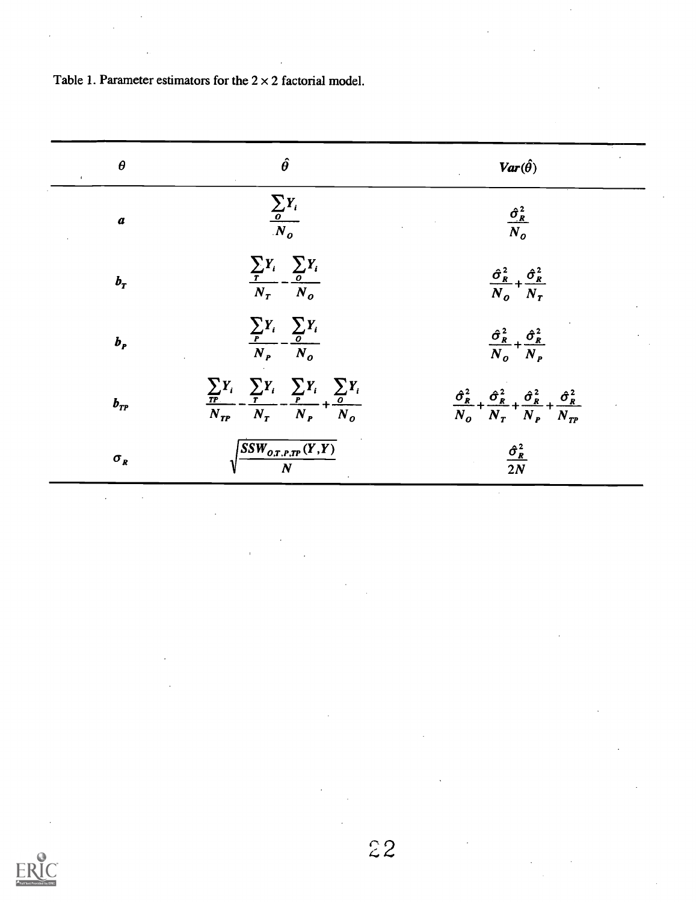Table 1. Parameter estimators for the $2 \times 2$ factorial model.

| $\theta$ | $\hat{\theta}$ | $Var(\hat{\theta})$ |
|---|---|---|
| $a$ | $\dfrac{\sum_{O} Y_i}{N_O}$ | $\dfrac{\hat{\sigma}_R^2}{N_O}$ |
| $b_T$ | $\dfrac{\sum_{T} Y_i}{N_T} - \dfrac{\sum_{O} Y_i}{N_O}$ | $\dfrac{\hat{\sigma}_R^2}{N_O} + \dfrac{\hat{\sigma}_R^2}{N_T}$ |
| $b_P$ | $\dfrac{\sum_{P} Y_i}{N_P} - \dfrac{\sum_{O} Y_i}{N_O}$ | $\dfrac{\hat{\sigma}_R^2}{N_O} + \dfrac{\hat{\sigma}_R^2}{N_P}$ |
| $b_{TP}$ | $\dfrac{\sum_{TP} Y_i}{N_{TP}} - \dfrac{\sum_{T} Y_i}{N_T} - \dfrac{\sum_{P} Y_i}{N_P} + \dfrac{\sum_{O} Y_i}{N_O}$ | $\dfrac{\hat{\sigma}_R^2}{N_O} + \dfrac{\hat{\sigma}_R^2}{N_T} + \dfrac{\hat{\sigma}_R^2}{N_P} + \dfrac{\hat{\sigma}_R^2}{N_{TP}}$ |
| $\sigma_R$ | $\sqrt{\dfrac{SSW_{O,T,P,TP}(Y,Y)}{N}}$ | $\dfrac{\hat{\sigma}_R^2}{2N}$ |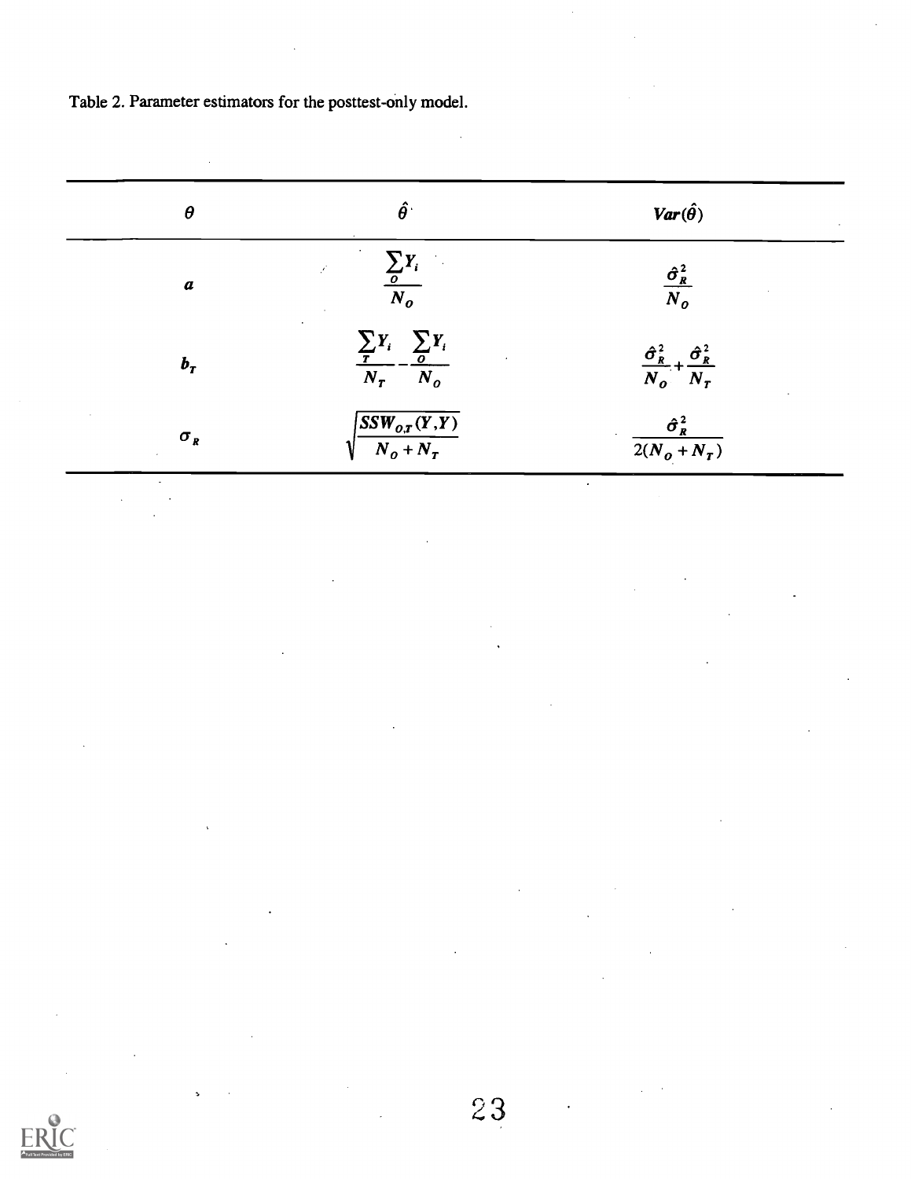Table 2. Parameter estimators for the posttest-only model.

| $\theta$ | $\hat{\theta}$ | $Var(\hat{\theta})$ |
|---|---|---|
| $a$ | $\frac{\sum_{O} Y_i}{N_O}$ | $\frac{\hat{\sigma}_R^2}{N_O}$ |
| $b_T$ | $\frac{\sum_{T} Y_i}{N_T} - \frac{\sum_{O} Y_i}{N_O}$ | $\frac{\hat{\sigma}_R^2}{N_O} + \frac{\hat{\sigma}_R^2}{N_T}$ |
| $\sigma_R$ | $\sqrt{\frac{SSW_{O,T}(Y,Y)}{N_O + N_T}}$ | $\frac{\hat{\sigma}_R^2}{2(N_O + N_T)}$ |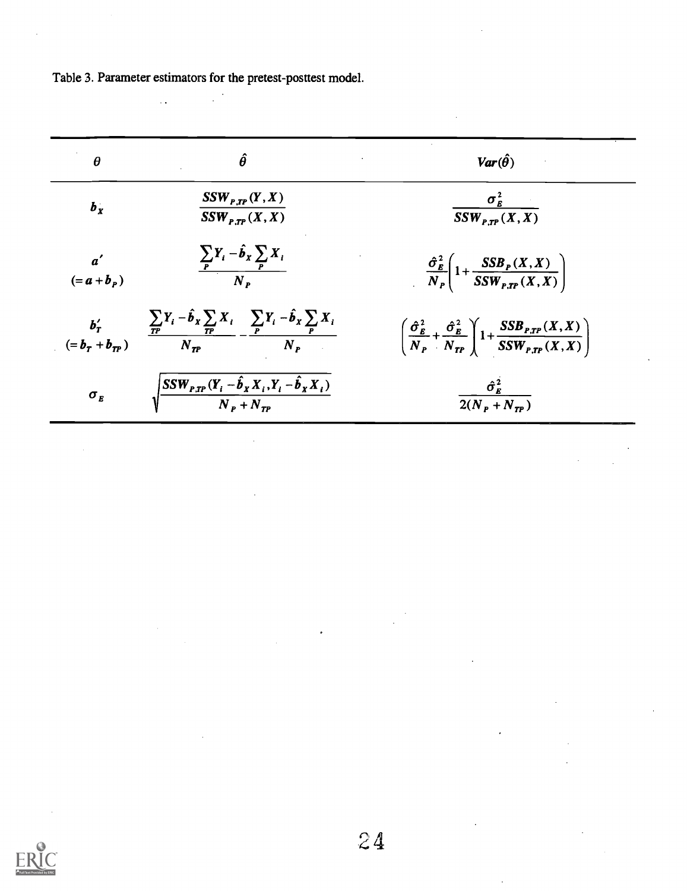Table 3. Parameter estimators for the pretest-posttest model.

| $\theta$ | $\hat{\theta}$ | $Var(\hat{\theta})$ |
|---|---|---|
| $b_X$ | $\dfrac{SSW_{P,TP}(Y,X)}{SSW_{P,TP}(X,X)}$ | $\dfrac{\sigma_E^2}{SSW_{P,TP}(X,X)}$ |
| $a'$ $(=a+b_P)$ | $\dfrac{\sum_P Y_i - \hat{b}_X \sum_P X_i}{N_P}$ | $\dfrac{\hat{\sigma}_E^2}{N_P}\left(1+\dfrac{SSB_P(X,X)}{SSW_{P,TP}(X,X)}\right)$ |
| $b_T'$ $(=b_T+b_{TP})$ | $\dfrac{\sum_{TP} Y_i - \hat{b}_X \sum_{TP} X_i}{N_{TP}} - \dfrac{\sum_P Y_i - \hat{b}_X \sum_P X_i}{N_P}$ | $\left(\dfrac{\hat{\sigma}_E^2}{N_P}+\dfrac{\hat{\sigma}_E^2}{N_{TP}}\right)\left(1+\dfrac{SSB_{P,TP}(X,X)}{SSW_{P,TP}(X,X)}\right)$ |
| $\sigma_E$ | $\sqrt{\dfrac{SSW_{P,TP}(Y_i-\hat{b}_X X_i, Y_i-\hat{b}_X X_i)}{N_P+N_{TP}}}$ | $\dfrac{\hat{\sigma}_E^2}{2(N_P+N_{TP})}$ |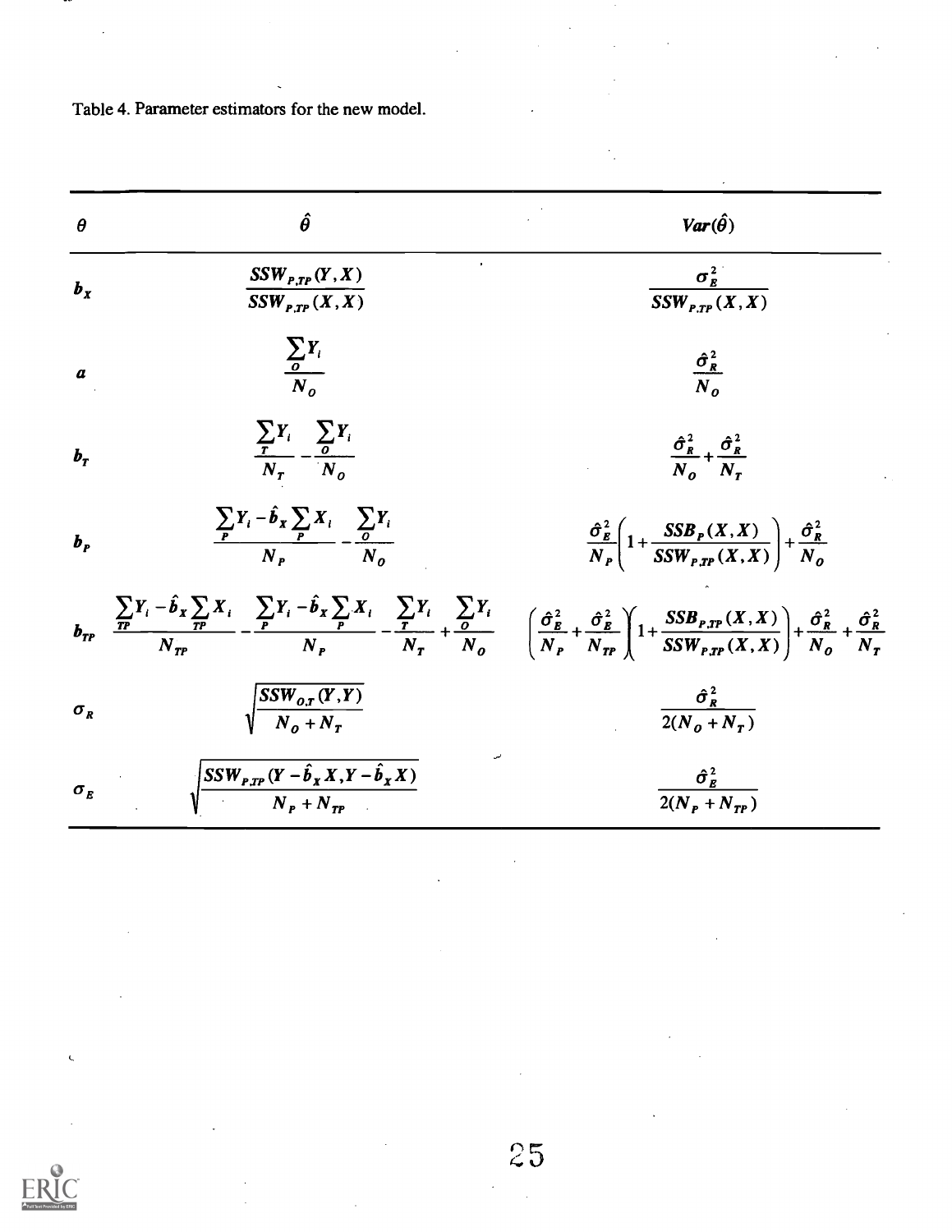Table 4. Parameter estimators for the new model.

| $\theta$ | $\hat{\theta}$ | $Var(\hat{\theta})$ |
|---|---|---|
| $b_X$ | $\dfrac{SSW_{P,TP}(Y,X)}{SSW_{P,TP}(X,X)}$ | $\dfrac{\sigma_E^2}{SSW_{P,TP}(X,X)}$ |
| $a$ | $\dfrac{\sum_O Y_i}{N_O}$ | $\dfrac{\hat{\sigma}_R^2}{N_O}$ |
| $b_T$ | $\dfrac{\sum_T Y_i}{N_T} - \dfrac{\sum_O Y_i}{N_O}$ | $\dfrac{\hat{\sigma}_R^2}{N_O} + \dfrac{\hat{\sigma}_R^2}{N_T}$ |
| $b_P$ | $\dfrac{\sum_P Y_i - \hat{b}_X \sum_P X_i}{N_P} - \dfrac{\sum_O Y_i}{N_O}$ | $\dfrac{\hat{\sigma}_E^2}{N_P}\left(1 + \dfrac{SSB_P(X,X)}{SSW_{P,TP}(X,X)}\right) + \dfrac{\hat{\sigma}_R^2}{N_O}$ |
| $b_{TP}$ | $\dfrac{\sum_{TP} Y_i - \hat{b}_X \sum_{TP} X_i}{N_{TP}} - \dfrac{\sum_P Y_i - \hat{b}_X \sum_P X_i}{N_P} - \dfrac{\sum_T Y_i}{N_T} + \dfrac{\sum_O Y_i}{N_O}$ | $\left(\dfrac{\hat{\sigma}_E^2}{N_P} + \dfrac{\hat{\sigma}_E^2}{N_{TP}}\right)\left(1 + \dfrac{SSB_{P,TP}(X,X)}{SSW_{P,TP}(X,X)}\right) + \dfrac{\hat{\sigma}_R^2}{N_O} + \dfrac{\hat{\sigma}_R^2}{N_T}$ |
| $\sigma_R$ | $\sqrt{\dfrac{SSW_{O,T}(Y,Y)}{N_O + N_T}}$ | $\dfrac{\hat{\sigma}_R^2}{2(N_O + N_T)}$ |
| $\sigma_E$ | $\sqrt{\dfrac{SSW_{P,TP}(Y - \hat{b}_X X, Y - \hat{b}_X X)}{N_P + N_{TP}}}$ | $\dfrac{\hat{\sigma}_E^2}{2(N_P + N_{TP})}$ |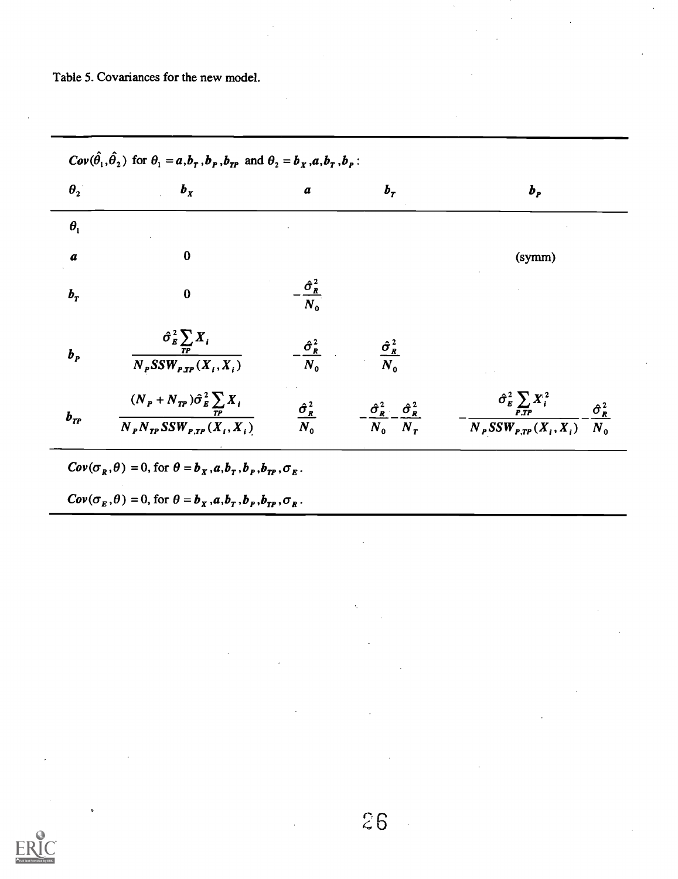Table 5. Covariances for the new model.

$Cov(\hat{\theta}_1, \hat{\theta}_2)$ for $\theta_1 = a, b_T, b_P, b_{TP}$ and $\theta_2 = b_X, a, b_T, b_P$:

| $\theta_2$ | $b_X$ | $a$ | $b_T$ | $b_P$ |
|---|---|---|---|---|
| $\theta_1$ | | | | |
| $a$ | 0 | | | (symm) |
| $b_T$ | 0 | $-\frac{\hat{\sigma}_R^2}{N_0}$ | | |
| $b_P$ | $\frac{\hat{\sigma}_E^2 \sum_{TP} X_i}{N_P SSW_{P,TP}(X_i, X_i)}$ | $-\frac{\hat{\sigma}_R^2}{N_0}$ | $\frac{\hat{\sigma}_R^2}{N_0}$ | |
| $b_{TP}$ | $\frac{(N_P + N_{TP})\hat{\sigma}_E^2 \sum_{TP} X_i}{N_P N_{TP} SSW_{P,TP}(X_i, X_i)}$ | $\frac{\hat{\sigma}_R^2}{N_0}$ | $-\frac{\hat{\sigma}_R^2}{N_0} - \frac{\hat{\sigma}_R^2}{N_T}$ | $-\frac{\hat{\sigma}_E^2 \sum_{P,TP} X_i^2}{N_P SSW_{P,TP}(X_i, X_i)} - \frac{\hat{\sigma}_R^2}{N_0}$ |

$Cov(\sigma_R, \theta) = 0$, for $\theta = b_X, a, b_T, b_P, b_{TP}, \sigma_E$.

$Cov(\sigma_E, \theta) = 0$, for $\theta = b_X, a, b_T, b_P, b_{TP}, \sigma_R$.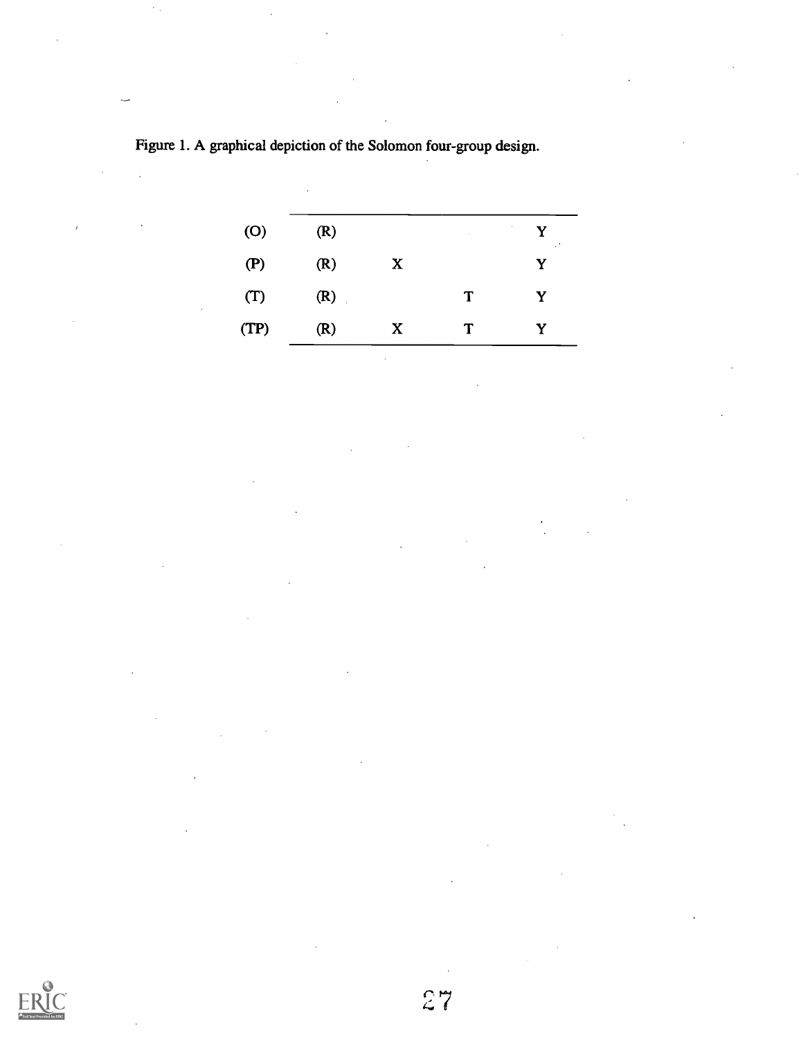Figure 1. A graphical depiction of the Solomon four-group design.

| | | | | |
|---|---|---|---|---|
| (O) | (R) | | | Y |
| (P) | (R) | X | | Y |
| (T) | (R) | | T | Y |
| (TP) | (R) | X | T | Y |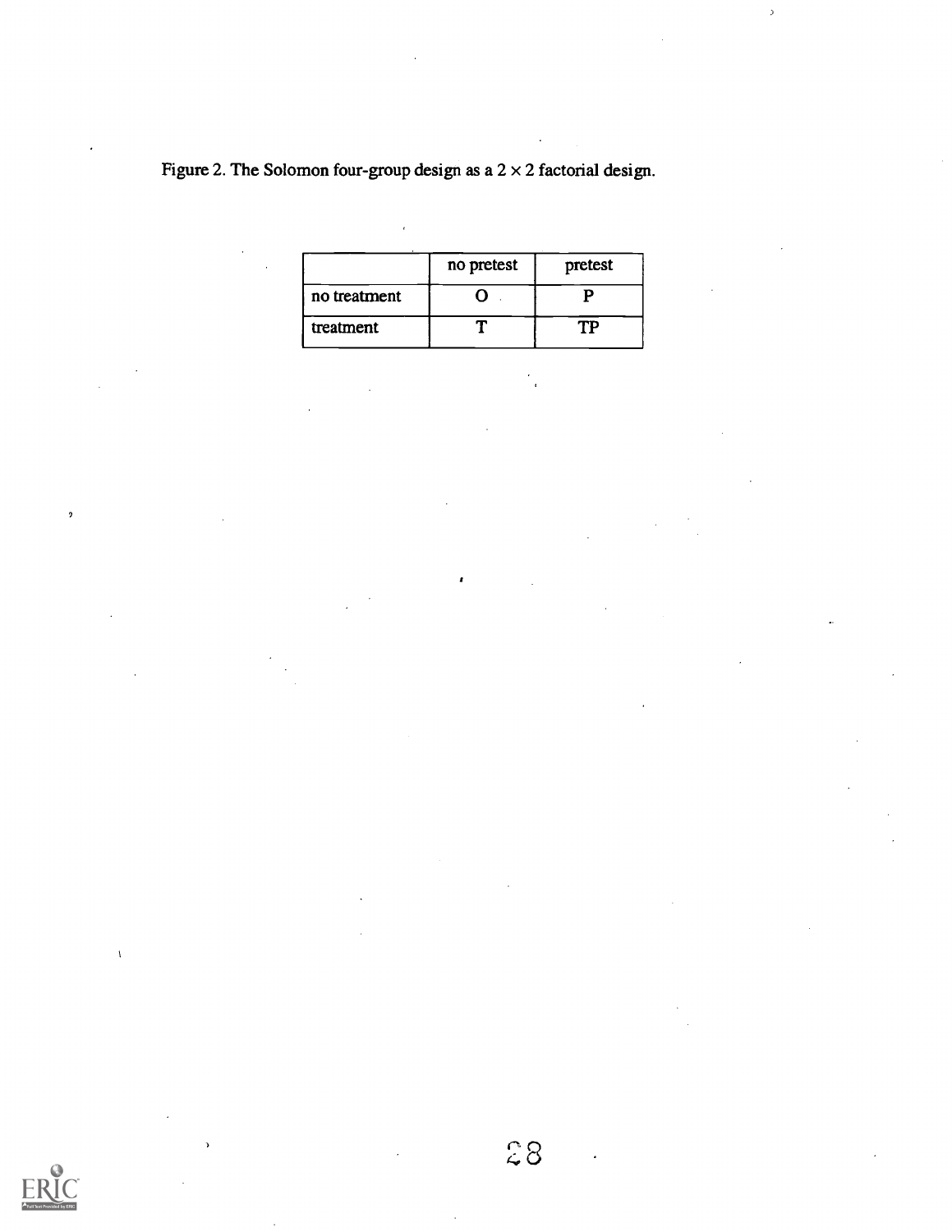Figure 2. The Solomon four-group design as a $2 \times 2$ factorial design.

| | no pretest | pretest |
|---|---|---|
| no treatment | O | P |
| treatment | T | TP |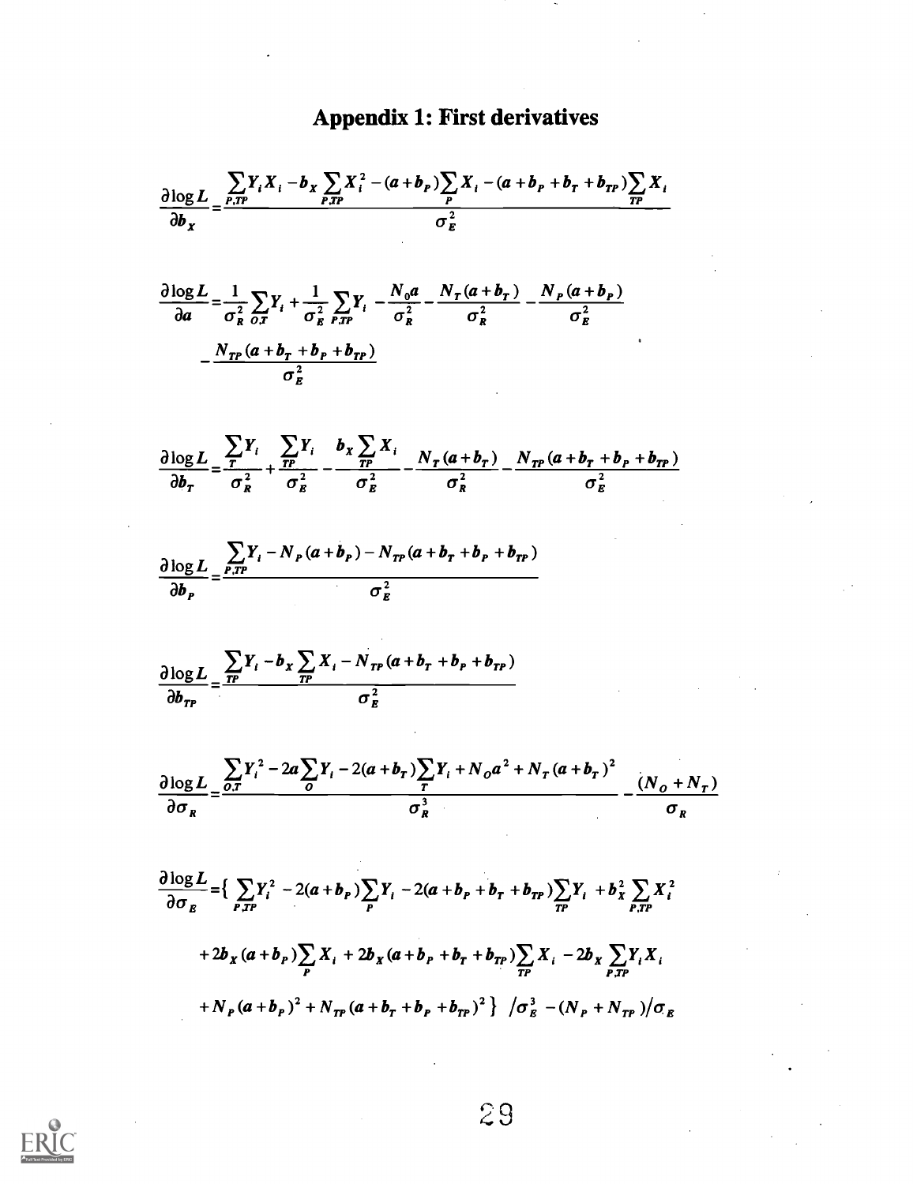# Appendix 1: First derivatives

$$\frac{\partial \log L}{\partial b_X} = \frac{\sum_{P,TP} Y_i X_i - b_X \sum_{P,TP} X_i^2 - (a + b_P) \sum_{P} X_i - (a + b_P + b_T + b_{TP}) \sum_{TP} X_i}{\sigma_E^2}$$

$$\frac{\partial \log L}{\partial a} = \frac{1}{\sigma_R^2} \sum_{O,T} Y_i + \frac{1}{\sigma_E^2} \sum_{P,TP} Y_i - \frac{N_0 a}{\sigma_R^2} - \frac{N_T (a + b_T)}{\sigma_R^2} - \frac{N_P (a + b_P)}{\sigma_E^2}$$
$$- \frac{N_{TP} (a + b_T + b_P + b_{TP})}{\sigma_E^2}$$

$$\frac{\partial \log L}{\partial b_T} = \frac{\sum_{T} Y_i}{\sigma_R^2} + \frac{\sum_{TP} Y_i}{\sigma_E^2} - \frac{b_X \sum_{TP} X_i}{\sigma_E^2} - \frac{N_T (a + b_T)}{\sigma_R^2} - \frac{N_{TP} (a + b_T + b_P + b_{TP})}{\sigma_E^2}$$

$$\frac{\partial \log L}{\partial b_P} = \frac{\sum_{P,TP} Y_i - N_P (a + b_P) - N_{TP} (a + b_T + b_P + b_{TP})}{\sigma_E^2}$$

$$\frac{\partial \log L}{\partial b_{TP}} = \frac{\sum_{TP} Y_i - b_X \sum_{TP} X_i - N_{TP} (a + b_T + b_P + b_{TP})}{\sigma_E^2}$$

$$\frac{\partial \log L}{\partial \sigma_R} = \frac{\sum_{O,T} Y_i^2 - 2a \sum_{O} Y_i - 2(a + b_T) \sum_{T} Y_i + N_O a^2 + N_T (a + b_T)^2}{\sigma_R^3} - \frac{(N_O + N_T)}{\sigma_R}$$

$$\frac{\partial \log L}{\partial \sigma_E} = \Big\{ \sum_{P,TP} Y_i^2 - 2(a + b_P) \sum_{P} Y_i - 2(a + b_P + b_T + b_{TP}) \sum_{TP} Y_i + b_X^2 \sum_{P,TP} X_i^2$$
$$+ 2b_X (a + b_P) \sum_{P} X_i + 2b_X (a + b_P + b_T + b_{TP}) \sum_{TP} X_i - 2b_X \sum_{P,TP} Y_i X_i$$
$$+ N_P (a + b_P)^2 + N_{TP} (a + b_T + b_P + b_{TP})^2 \Big\} \Big/ \sigma_E^3 - (N_P + N_{TP}) / \sigma_E$$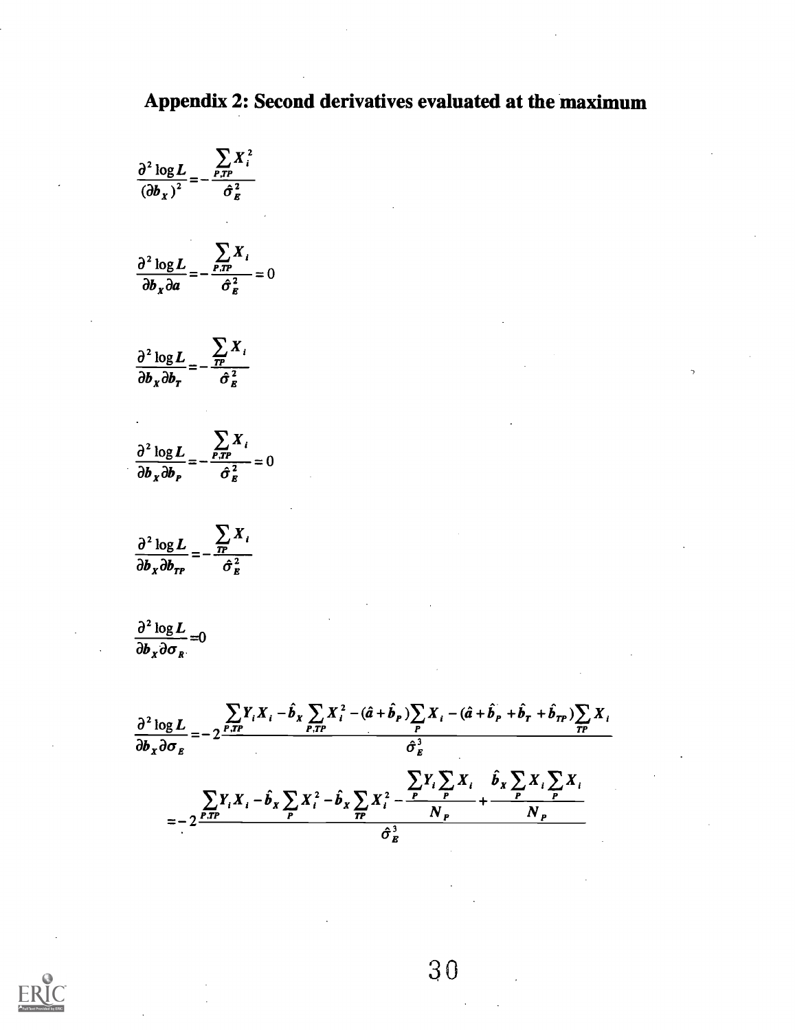## Appendix 2: Second derivatives evaluated at the maximum

$$\frac{\partial^2 \log L}{(\partial b_X)^2} = -\frac{\sum_{P,TP} X_i^2}{\hat{\sigma}_E^2}$$

$$\frac{\partial^2 \log L}{\partial b_X \partial a} = -\frac{\sum_{P,TP} X_i}{\hat{\sigma}_E^2} = 0$$

$$\frac{\partial^2 \log L}{\partial b_X \partial b_T} = -\frac{\sum_{TP} X_i}{\hat{\sigma}_E^2}$$

$$\frac{\partial^2 \log L}{\partial b_X \partial b_P} = -\frac{\sum_{P,TP} X_i}{\hat{\sigma}_E^2} = 0$$

$$\frac{\partial^2 \log L}{\partial b_X \partial b_{TP}} = -\frac{\sum_{TP} X_i}{\hat{\sigma}_E^2}$$

$$\frac{\partial^2 \log L}{\partial b_X \partial \sigma_R} = 0$$

$$\frac{\partial^2 \log L}{\partial b_X \partial \sigma_E} = -2\frac{\sum_{P,TP} Y_i X_i - \hat{b}_X \sum_{P,TP} X_i^2 - (\hat{a} + \hat{b}_P)\sum_{P} X_i - (\hat{a} + \hat{b}_P + \hat{b}_T + \hat{b}_{TP})\sum_{TP} X_i}{\hat{\sigma}_E^3}$$

$$= -2\frac{\sum_{P,TP} Y_i X_i - \hat{b}_X \sum_{P} X_i^2 - \hat{b}_X \sum_{TP} X_i^2 - \frac{\sum_{P} Y_i \sum_{P} X_i}{N_P} + \frac{\hat{b}_X \sum_{P} X_i \sum_{P} X_i}{N_P}}{\hat{\sigma}_E^3}$$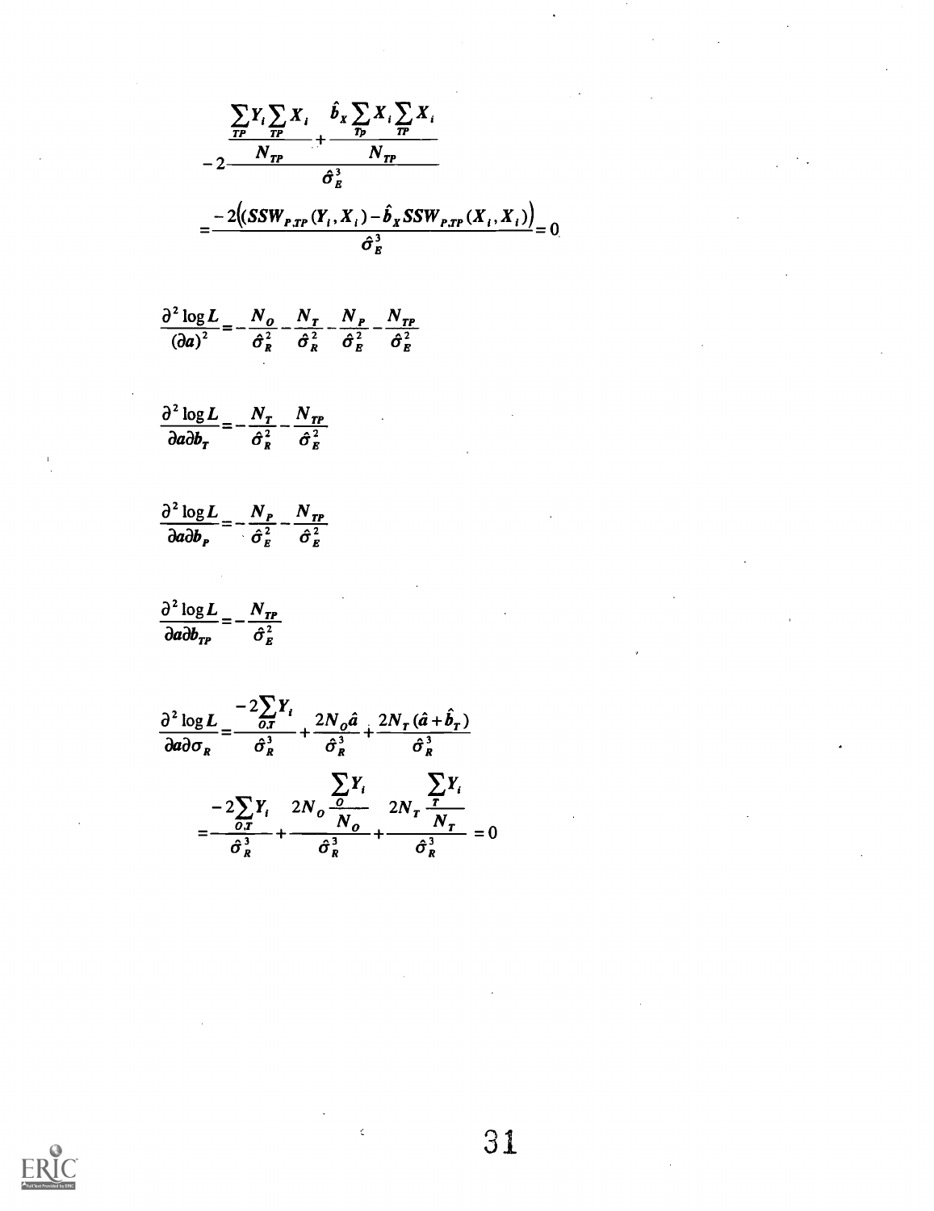$$-2\frac{\dfrac{\sum_{TP} Y_i \sum_{TP} X_i}{N_{TP}} + \dfrac{\hat{b}_X \sum_{Tp} X_i \sum_{TP} X_i}{N_{TP}}}{\hat{\sigma}_E^3}$$

$$= \frac{-2\left((SSW_{P.TP}(Y_i, X_i) - \hat{b}_X SSW_{P.TP}(X_i, X_i)\right)}{\hat{\sigma}_E^3} = 0$$

$$\frac{\partial^2 \log L}{(\partial a)^2} = -\frac{N_O}{\hat{\sigma}_R^2} - \frac{N_T}{\hat{\sigma}_R^2} - \frac{N_P}{\hat{\sigma}_E^2} - \frac{N_{TP}}{\hat{\sigma}_E^2}$$

$$\frac{\partial^2 \log L}{\partial a \partial b_T} = -\frac{N_T}{\hat{\sigma}_R^2} - \frac{N_{TP}}{\hat{\sigma}_E^2}$$

$$\frac{\partial^2 \log L}{\partial a \partial b_P} = -\frac{N_P}{\hat{\sigma}_E^2} - \frac{N_{TP}}{\hat{\sigma}_E^2}$$

$$\frac{\partial^2 \log L}{\partial a \partial b_{TP}} = -\frac{N_{TP}}{\hat{\sigma}_E^2}$$

$$\frac{\partial^2 \log L}{\partial a \partial \sigma_R} = \frac{-2\sum_{O.T} Y_i}{\hat{\sigma}_R^3} + \frac{2N_O \hat{a}}{\hat{\sigma}_R^3} + \frac{2N_T(\hat{a} + \hat{b}_T)}{\hat{\sigma}_R^3}$$

$$= \frac{-2\sum_{O.T} Y_i}{\hat{\sigma}_R^3} + \frac{2N_O \dfrac{\sum_O Y_i}{N_O}}{\hat{\sigma}_R^3} + \frac{2N_T \dfrac{\sum_T Y_i}{N_T}}{\hat{\sigma}_R^3} = 0$$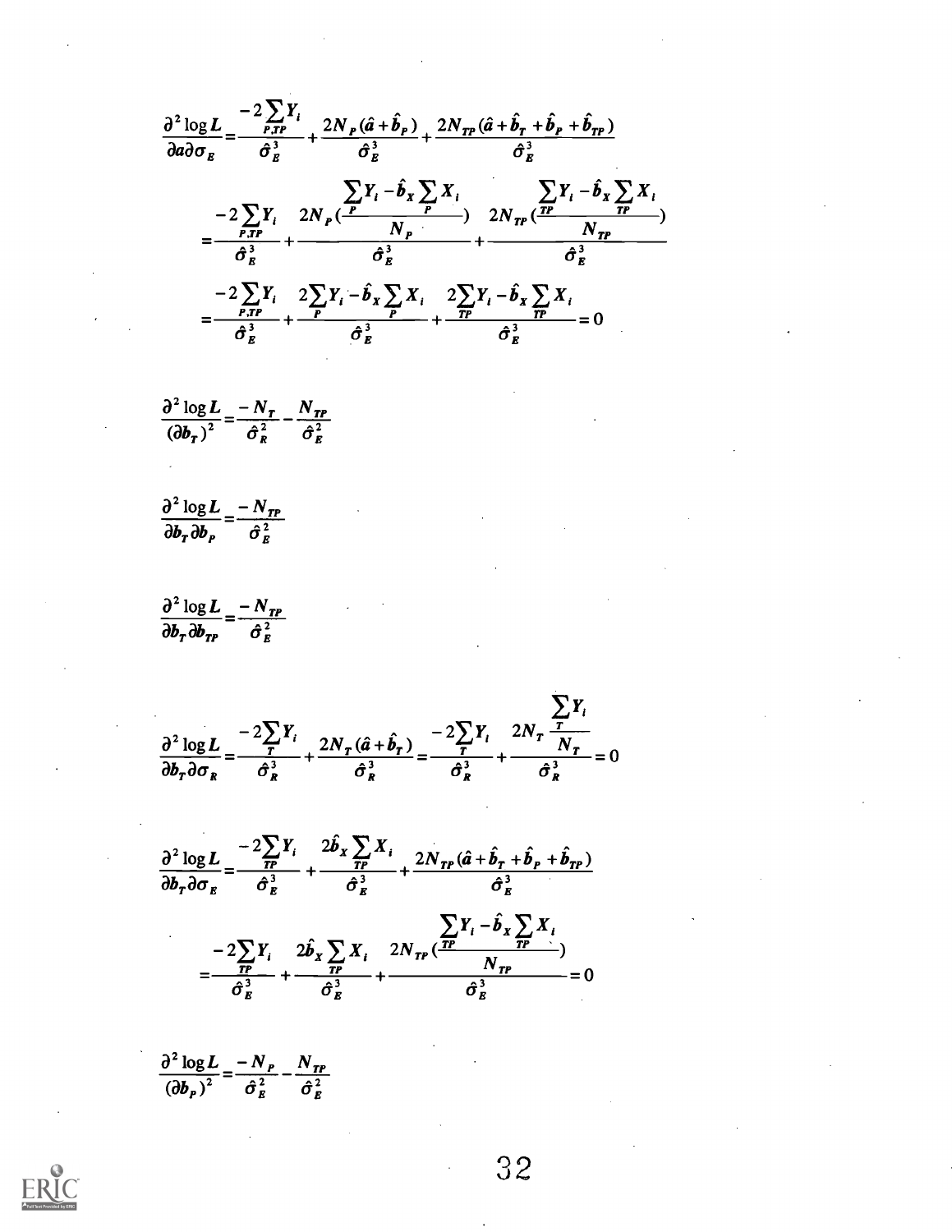$$\frac{\partial^2 \log L}{\partial a \partial \sigma_E} = \frac{-2\sum_{P,TP} Y_i}{\hat{\sigma}_E^3} + \frac{2N_P(\hat{a}+\hat{b}_P)}{\hat{\sigma}_E^3} + \frac{2N_{TP}(\hat{a}+\hat{b}_T+\hat{b}_P+\hat{b}_{TP})}{\hat{\sigma}_E^3}$$

$$= \frac{-2\sum_{P,TP} Y_i}{\hat{\sigma}_E^3} + \frac{2N_P\left(\frac{\sum_P Y_i - \hat{b}_X \sum_P X_i}{N_P}\right)}{\hat{\sigma}_E^3} + \frac{2N_{TP}\left(\frac{\sum_{TP} Y_i - \hat{b}_X \sum_{TP} X_i}{N_{TP}}\right)}{\hat{\sigma}_E^3}$$

$$= \frac{-2\sum_{P,TP} Y_i}{\hat{\sigma}_E^3} + \frac{2\sum_P Y_i - \hat{b}_X \sum_P X_i}{\hat{\sigma}_E^3} + \frac{2\sum_{TP} Y_i - \hat{b}_X \sum_{TP} X_i}{\hat{\sigma}_E^3} = 0$$

$$\frac{\partial^2 \log L}{(\partial b_T)^2} = \frac{-N_T}{\hat{\sigma}_R^2} - \frac{N_{TP}}{\hat{\sigma}_E^2}$$

$$\frac{\partial^2 \log L}{\partial b_T \partial b_P} = \frac{-N_{TP}}{\hat{\sigma}_E^2}$$

$$\frac{\partial^2 \log L}{\partial b_T \partial b_{TP}} = \frac{-N_{TP}}{\hat{\sigma}_E^2}$$

$$\frac{\partial^2 \log L}{\partial b_T \partial \sigma_R} = \frac{-2\sum_T Y_i}{\hat{\sigma}_R^3} + \frac{2N_T(\hat{a}+\hat{b}_T)}{\hat{\sigma}_R^3} = \frac{-2\sum_T Y_i}{\hat{\sigma}_R^3} + \frac{2N_T \frac{\sum_T Y_i}{N_T}}{\hat{\sigma}_R^3} = 0$$

$$\frac{\partial^2 \log L}{\partial b_T \partial \sigma_E} = \frac{-2\sum_{TP} Y_i}{\hat{\sigma}_E^3} + \frac{2\hat{b}_X \sum_{TP} X_i}{\hat{\sigma}_E^3} + \frac{2N_{TP}(\hat{a}+\hat{b}_T+\hat{b}_P+\hat{b}_{TP})}{\hat{\sigma}_E^3}$$

$$= \frac{-2\sum_{TP} Y_i}{\hat{\sigma}_E^3} + \frac{2\hat{b}_X \sum_{TP} X_i}{\hat{\sigma}_E^3} + \frac{2N_{TP}\left(\frac{\sum_{TP} Y_i - \hat{b}_X \sum_{TP} X_i}{N_{TP}}\right)}{\hat{\sigma}_E^3} = 0$$

$$\frac{\partial^2 \log L}{(\partial b_P)^2} = \frac{-N_P}{\hat{\sigma}_E^2} - \frac{N_{TP}}{\hat{\sigma}_E^2}$$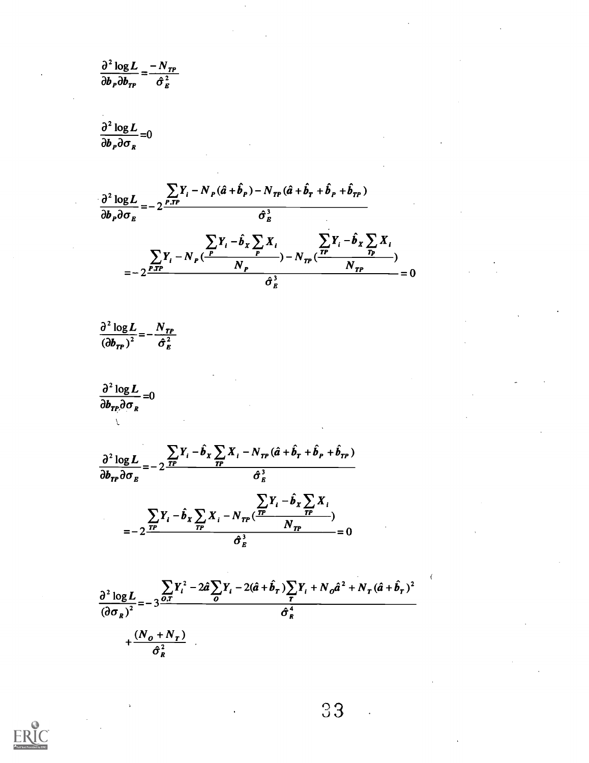$$\frac{\partial^2 \log L}{\partial b_P \partial b_{TP}} = \frac{-N_{TP}}{\hat{\sigma}_E^2}$$

$$\frac{\partial^2 \log L}{\partial b_P \partial \sigma_R} = 0$$

$$\frac{\partial^2 \log L}{\partial b_P \partial \sigma_E} = -2\frac{\sum_{P,TP} Y_i - N_P(\hat{a} + \hat{b}_P) - N_{TP}(\hat{a} + \hat{b}_T + \hat{b}_P + \hat{b}_{TP})}{\hat{\sigma}_E^3}$$

$$= -2\frac{\sum_{P,TP} Y_i - N_P\left(\frac{\sum_P Y_i - \hat{b}_X \sum_P X_i}{N_P}\right) - N_{TP}\left(\frac{\sum_{TP} Y_i - \hat{b}_X \sum_{Tp} X_i}{N_{TP}}\right)}{\hat{\sigma}_E^3} = 0$$

$$\frac{\partial^2 \log L}{(\partial b_{TP})^2} = -\frac{N_{TP}}{\hat{\sigma}_E^2}$$

$$\frac{\partial^2 \log L}{\partial b_{TP} \partial \sigma_R} = 0$$

$$\frac{\partial^2 \log L}{\partial b_{TP} \partial \sigma_E} = -2\frac{\sum_{TP} Y_i - \hat{b}_X \sum_{TP} X_i - N_{TP}(\hat{a} + \hat{b}_T + \hat{b}_P + \hat{b}_{TP})}{\hat{\sigma}_E^3}$$

$$= -2\frac{\sum_{TP} Y_i - \hat{b}_X \sum_{TP} X_i - N_{TP}\left(\frac{\sum_{TP} Y_i - \hat{b}_X \sum_{TP} X_i}{N_{TP}}\right)}{\hat{\sigma}_E^3} = 0$$

$$\frac{\partial^2 \log L}{(\partial \sigma_R)^2} = -3\frac{\sum_{O,T} Y_i^2 - 2\hat{a}\sum_O Y_i - 2(\hat{a} + \hat{b}_T)\sum_T Y_i + N_O \hat{a}^2 + N_T(\hat{a} + \hat{b}_T)^2}{\hat{\sigma}_R^4}$$

$$+ \frac{(N_O + N_T)}{\hat{\sigma}_R^2}$$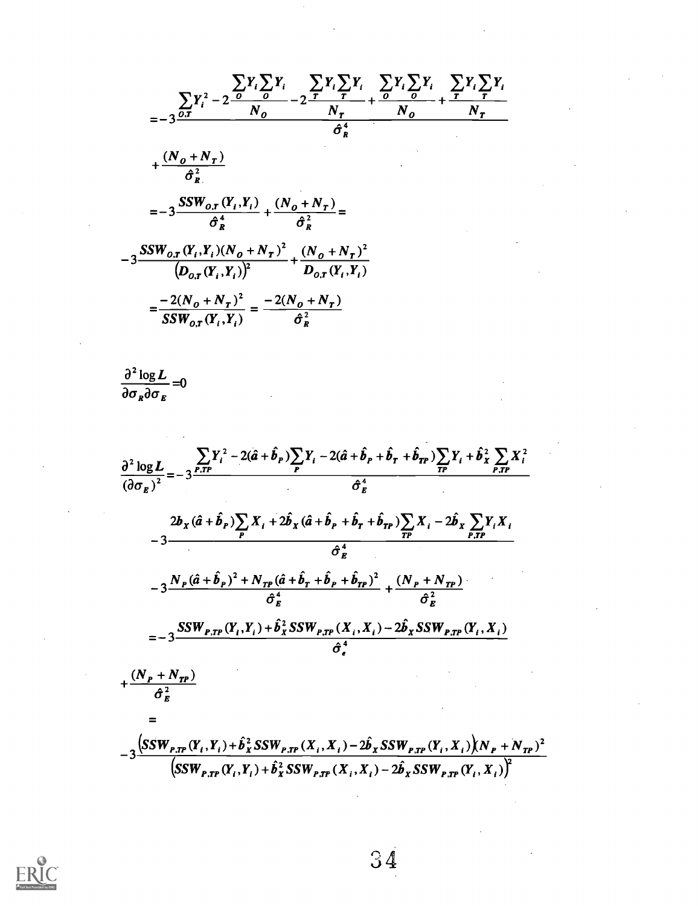$$= -3\frac{\sum_{O,T} Y_i^2 - 2\frac{\sum_O Y_i \sum_O Y_i}{N_O} - 2\frac{\sum_T Y_i \sum_T Y_i}{N_T} + \frac{\sum_O Y_i \sum_O Y_i}{N_O} + \frac{\sum_T Y_i \sum_T Y_i}{N_T}}{\hat{\sigma}_R^4}$$

$$+ \frac{(N_O + N_T)}{\hat{\sigma}_R^2}$$

$$= -3\frac{SSW_{O,T}(Y_i, Y_i)}{\hat{\sigma}_R^4} + \frac{(N_O + N_T)}{\hat{\sigma}_R^2} =$$

$$-3\frac{SSW_{O,T}(Y_i, Y_i)(N_O + N_T)^2}{\left(D_{O,T}(Y_i, Y_i)\right)^2} + \frac{(N_O + N_T)^2}{D_{O,T}(Y_i, Y_i)}$$

$$= \frac{-2(N_O + N_T)^2}{SSW_{O,T}(Y_i, Y_i)} = \frac{-2(N_O + N_T)}{\hat{\sigma}_R^2}$$

$$\frac{\partial^2 \log L}{\partial \sigma_R \partial \sigma_E} = 0$$

$$\frac{\partial^2 \log L}{(\partial \sigma_E)^2} = -3\frac{\sum_{P,TP} Y_i^2 - 2(\hat{a} + \hat{b}_P)\sum_P Y_i - 2(\hat{a} + \hat{b}_P + \hat{b}_T + \hat{b}_{TP})\sum_{TP} Y_i + \hat{b}_X^2 \sum_{P,TP} X_i^2}{\hat{\sigma}_E^4}$$

$$-3\frac{2b_X(\hat{a} + \hat{b}_P)\sum_P X_i + 2\hat{b}_X(\hat{a} + \hat{b}_P + \hat{b}_T + \hat{b}_{TP})\sum_{TP} X_i - 2\hat{b}_X \sum_{P,TP} Y_i X_i}{\hat{\sigma}_E^4}$$

$$-3\frac{N_P(\hat{a} + \hat{b}_P)^2 + N_{TP}(\hat{a} + \hat{b}_T + \hat{b}_P + \hat{b}_{TP})^2}{\hat{\sigma}_E^4} + \frac{(N_P + N_{TP})}{\hat{\sigma}_E^2}$$

$$= -3\frac{SSW_{P,TP}(Y_i, Y_i) + \hat{b}_X^2 SSW_{P,TP}(X_i, X_i) - 2\hat{b}_X SSW_{P,TP}(Y_i, X_i)}{\hat{\sigma}_e^4}$$

$$+ \frac{(N_P + N_{TP})}{\hat{\sigma}_E^2}$$

$$=$$

$$-3\frac{\left(SSW_{P,TP}(Y_i, Y_i) + \hat{b}_X^2 SSW_{P,TP}(X_i, X_i) - 2\hat{b}_X SSW_{P,TP}(Y_i, X_i)\right)(N_P + N_{TP})^2}{\left(SSW_{P,TP}(Y_i, Y_i) + \hat{b}_X^2 SSW_{P,TP}(X_i, X_i) - 2\hat{b}_X SSW_{P,TP}(Y_i, X_i)\right)^2}$$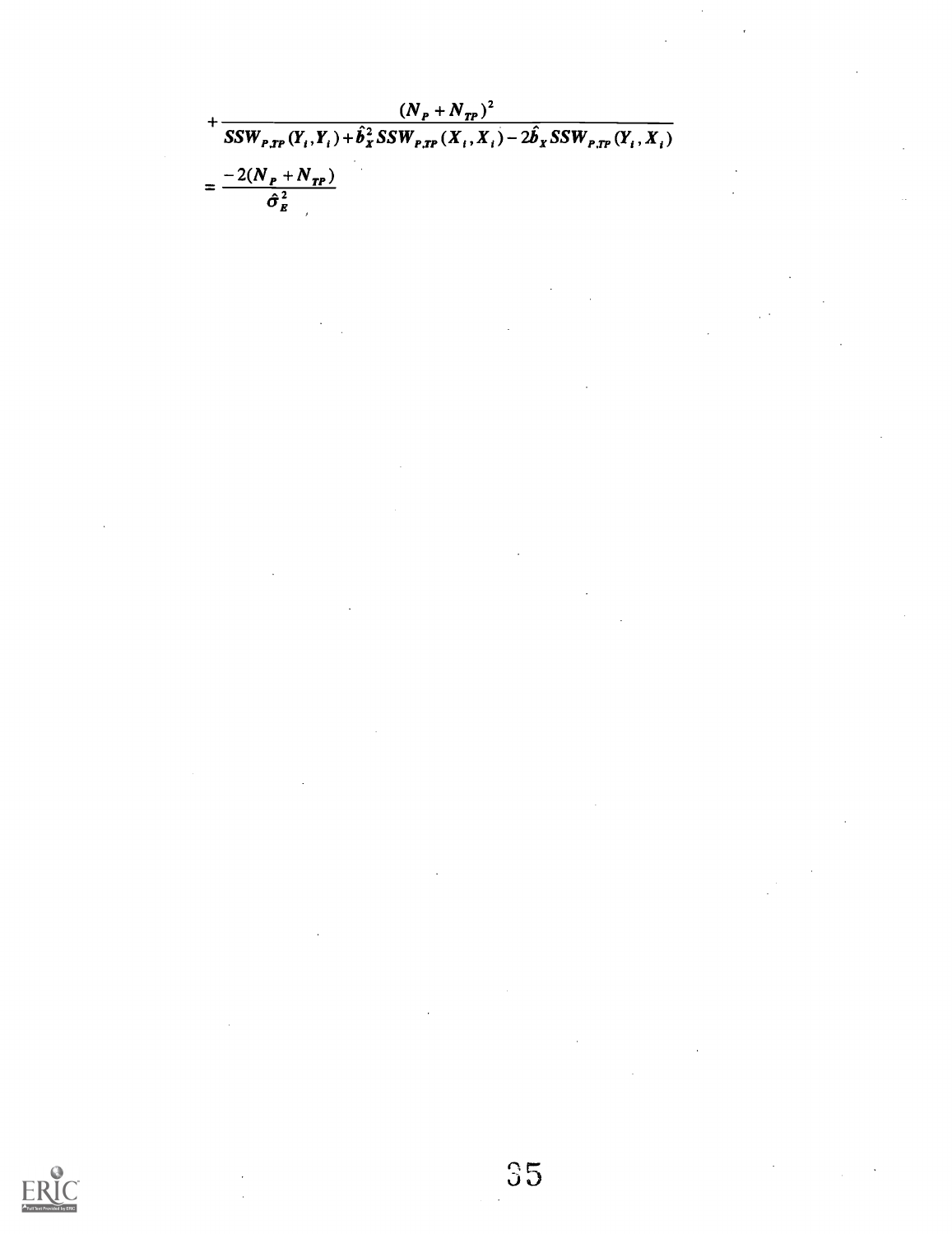$$+\frac{(N_P + N_{TP})^2}{SSW_{P,TP}(Y_i, Y_i) + \hat{b}_X^2 SSW_{P,TP}(X_i, X_i) - 2\hat{b}_X SSW_{P,TP}(Y_i, X_i)}$$

$$= \frac{-2(N_P + N_{TP})}{\hat{\sigma}_E^2}$$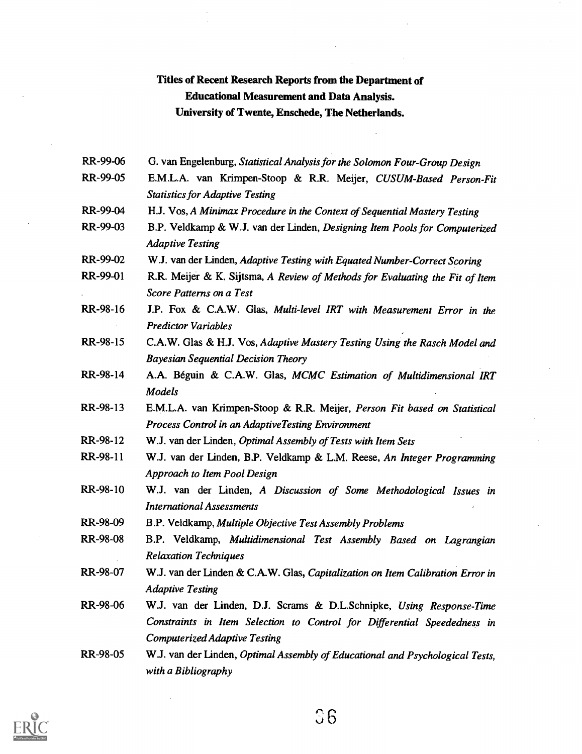**Titles of Recent Research Reports from the Department of Educational Measurement and Data Analysis. University of Twente, Enschede, The Netherlands.**

RR-99-06 G. van Engelenburg, *Statistical Analysis for the Solomon Four-Group Design*

RR-99-05 E.M.L.A. van Krimpen-Stoop & R.R. Meijer, *CUSUM-Based Person-Fit Statistics for Adaptive Testing*

RR-99-04 H.J. Vos, *A Minimax Procedure in the Context of Sequential Mastery Testing*

RR-99-03 B.P. Veldkamp & W.J. van der Linden, *Designing Item Pools for Computerized Adaptive Testing*

RR-99-02 W.J. van der Linden, *Adaptive Testing with Equated Number-Correct Scoring*

RR-99-01 R.R. Meijer & K. Sijtsma, *A Review of Methods for Evaluating the Fit of Item Score Patterns on a Test*

RR-98-16 J.P. Fox & C.A.W. Glas, *Multi-level IRT with Measurement Error in the Predictor Variables*

RR-98-15 C.A.W. Glas & H.J. Vos, *Adaptive Mastery Testing Using the Rasch Model and Bayesian Sequential Decision Theory*

RR-98-14 A.A. Béguin & C.A.W. Glas, *MCMC Estimation of Multidimensional IRT Models*

RR-98-13 E.M.L.A. van Krimpen-Stoop & R.R. Meijer, *Person Fit based on Statistical Process Control in an AdaptiveTesting Environment*

RR-98-12 W.J. van der Linden, *Optimal Assembly of Tests with Item Sets*

RR-98-11 W.J. van der Linden, B.P. Veldkamp & L.M. Reese, *An Integer Programming Approach to Item Pool Design*

RR-98-10 W.J. van der Linden, *A Discussion of Some Methodological Issues in International Assessments*

RR-98-09 B.P. Veldkamp, *Multiple Objective Test Assembly Problems*

RR-98-08 B.P. Veldkamp, *Multidimensional Test Assembly Based on Lagrangian Relaxation Techniques*

RR-98-07 W.J. van der Linden & C.A.W. Glas, *Capitalization on Item Calibration Error in Adaptive Testing*

RR-98-06 W.J. van der Linden, D.J. Scrams & D.L.Schnipke, *Using Response-Time Constraints in Item Selection to Control for Differential Speededness in Computerized Adaptive Testing*

RR-98-05 W.J. van der Linden, *Optimal Assembly of Educational and Psychological Tests, with a Bibliography*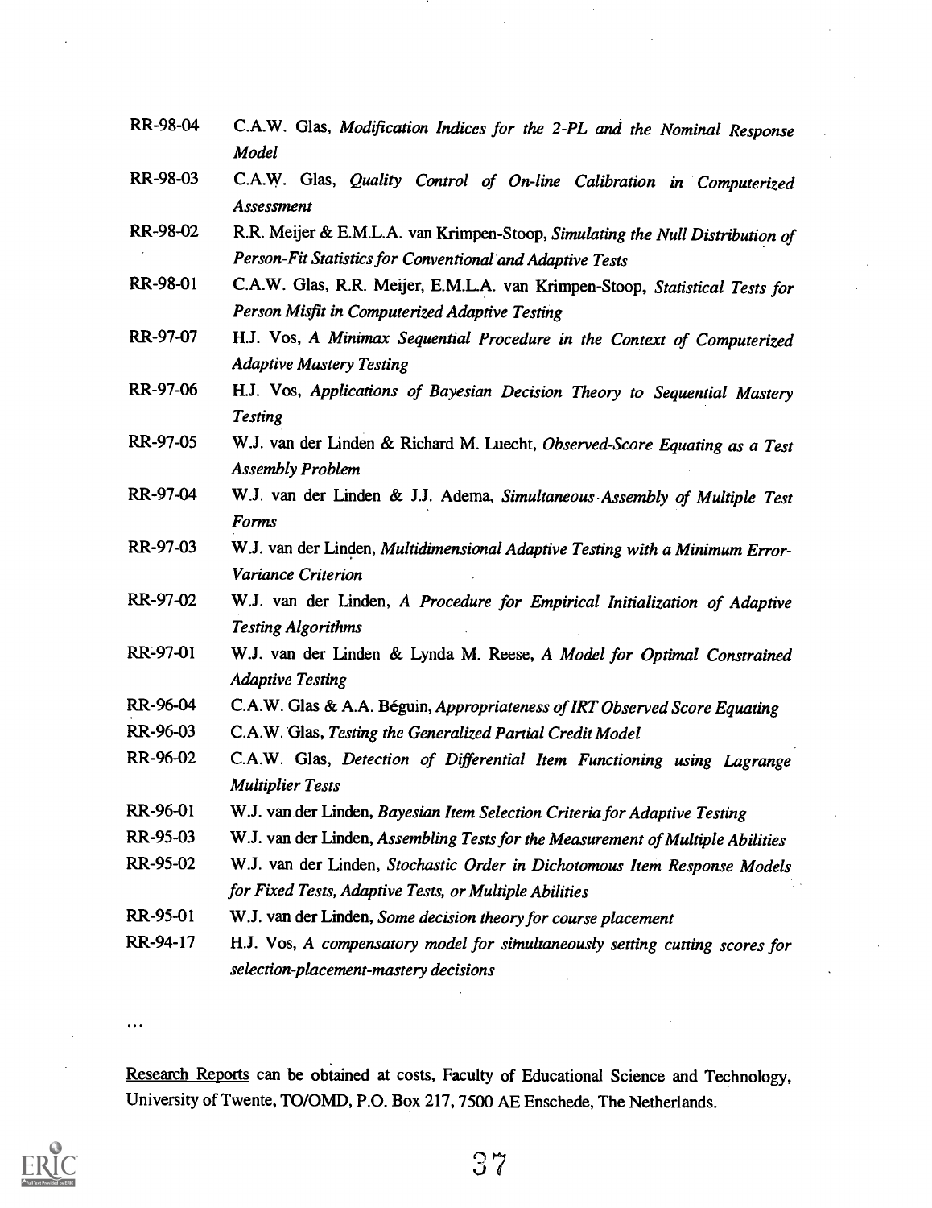RR-98-04 C.A.W. Glas, *Modification Indices for the 2-PL and the Nominal Response Model*

RR-98-03 C.A.W. Glas, *Quality Control of On-line Calibration in Computerized Assessment*

RR-98-02 R.R. Meijer & E.M.L.A. van Krimpen-Stoop, *Simulating the Null Distribution of Person-Fit Statistics for Conventional and Adaptive Tests*

RR-98-01 C.A.W. Glas, R.R. Meijer, E.M.L.A. van Krimpen-Stoop, *Statistical Tests for Person Misfit in Computerized Adaptive Testing*

RR-97-07 H.J. Vos, *A Minimax Sequential Procedure in the Context of Computerized Adaptive Mastery Testing*

RR-97-06 H.J. Vos, *Applications of Bayesian Decision Theory to Sequential Mastery Testing*

RR-97-05 W.J. van der Linden & Richard M. Luecht, *Observed-Score Equating as a Test Assembly Problem*

RR-97-04 W.J. van der Linden & J.J. Adema, *Simultaneous Assembly of Multiple Test Forms*

RR-97-03 W.J. van der Linden, *Multidimensional Adaptive Testing with a Minimum Error-Variance Criterion*

RR-97-02 W.J. van der Linden, *A Procedure for Empirical Initialization of Adaptive Testing Algorithms*

RR-97-01 W.J. van der Linden & Lynda M. Reese, *A Model for Optimal Constrained Adaptive Testing*

RR-96-04 C.A.W. Glas & A.A. Béguin, *Appropriateness of IRT Observed Score Equating*

RR-96-03 C.A.W. Glas, *Testing the Generalized Partial Credit Model*

RR-96-02 C.A.W. Glas, *Detection of Differential Item Functioning using Lagrange Multiplier Tests*

RR-96-01 W.J. van der Linden, *Bayesian Item Selection Criteria for Adaptive Testing*

RR-95-03 W.J. van der Linden, *Assembling Tests for the Measurement of Multiple Abilities*

RR-95-02 W.J. van der Linden, *Stochastic Order in Dichotomous Item Response Models for Fixed Tests, Adaptive Tests, or Multiple Abilities*

RR-95-01 W.J. van der Linden, *Some decision theory for course placement*

RR-94-17 H.J. Vos, *A compensatory model for simultaneously setting cutting scores for selection-placement-mastery decisions*

...

Research Reports can be obtained at costs, Faculty of Educational Science and Technology, University of Twente, TO/OMD, P.O. Box 217, 7500 AE Enschede, The Netherlands.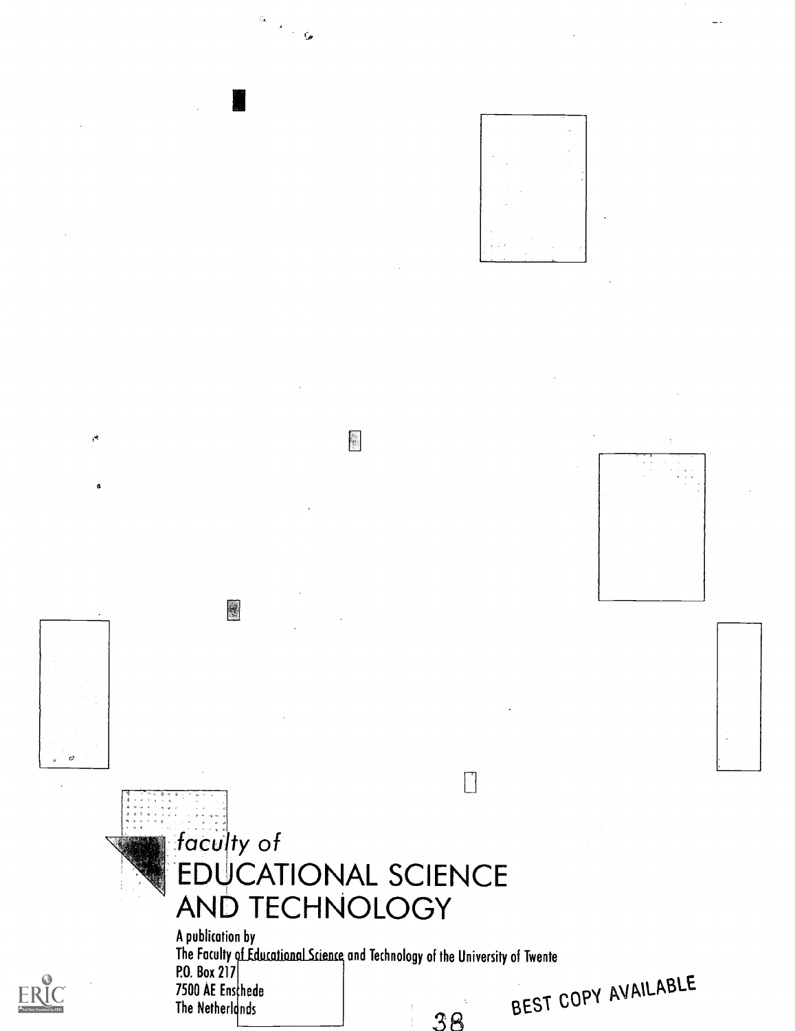*faculty of*

# EDUCATIONAL SCIENCE AND TECHNOLOGY

A publication by
The Faculty of Educational Science and Technology of the University of Twente
P.O. Box 217
7500 AE Enschede
The Netherlands

BEST COPY AVAILABLE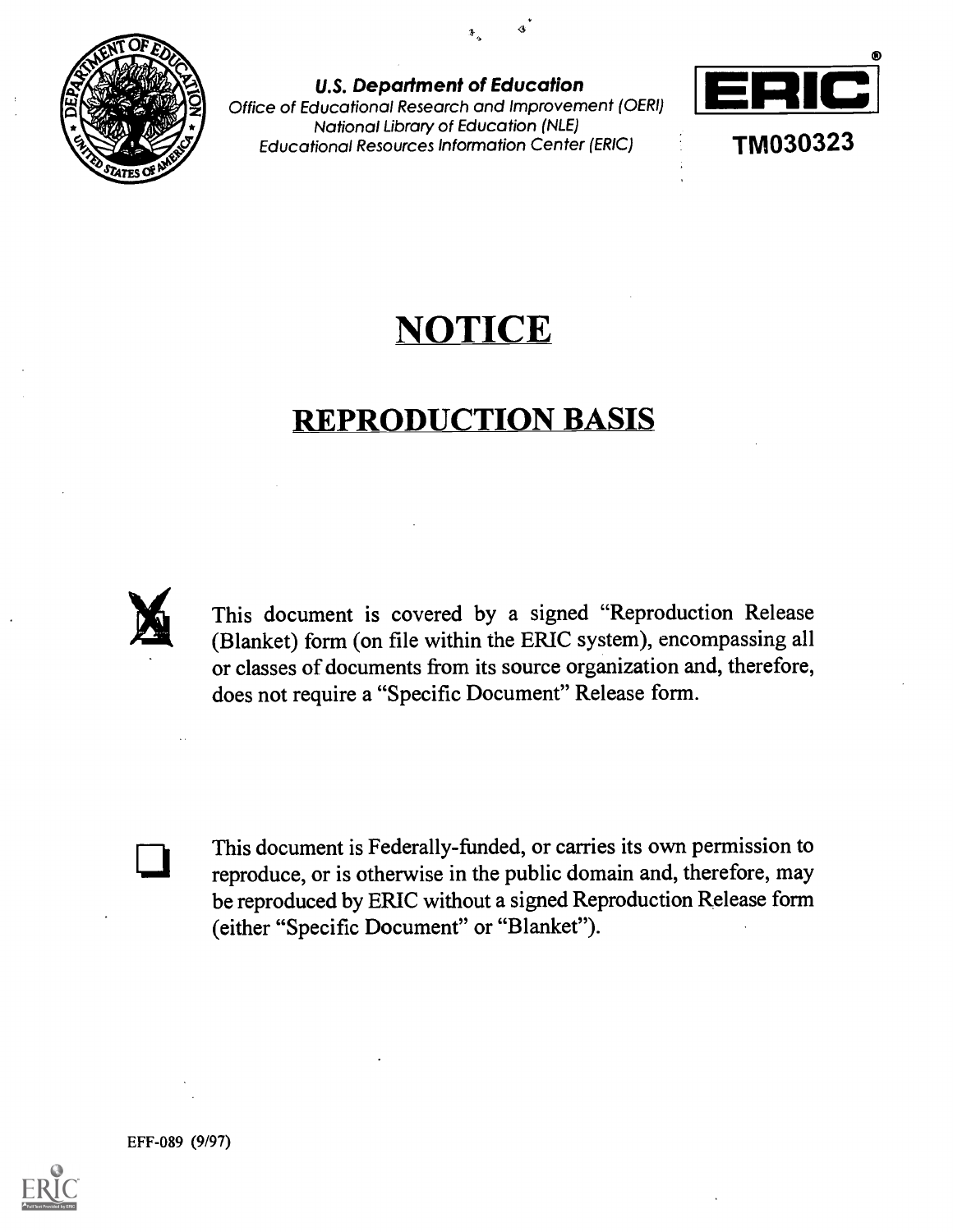U.S. Department of Education
Office of Educational Research and Improvement (OERI)
National Library of Education (NLE)
Educational Resources Information Center (ERIC)

ERIC

TM030323

# NOTICE

## REPRODUCTION BASIS

- [x] This document is covered by a signed "Reproduction Release (Blanket) form (on file within the ERIC system), encompassing all or classes of documents from its source organization and, therefore, does not require a "Specific Document" Release form.

- [ ] This document is Federally-funded, or carries its own permission to reproduce, or is otherwise in the public domain and, therefore, may be reproduced by ERIC without a signed Reproduction Release form (either "Specific Document" or "Blanket").

EFF-089 (9/97)